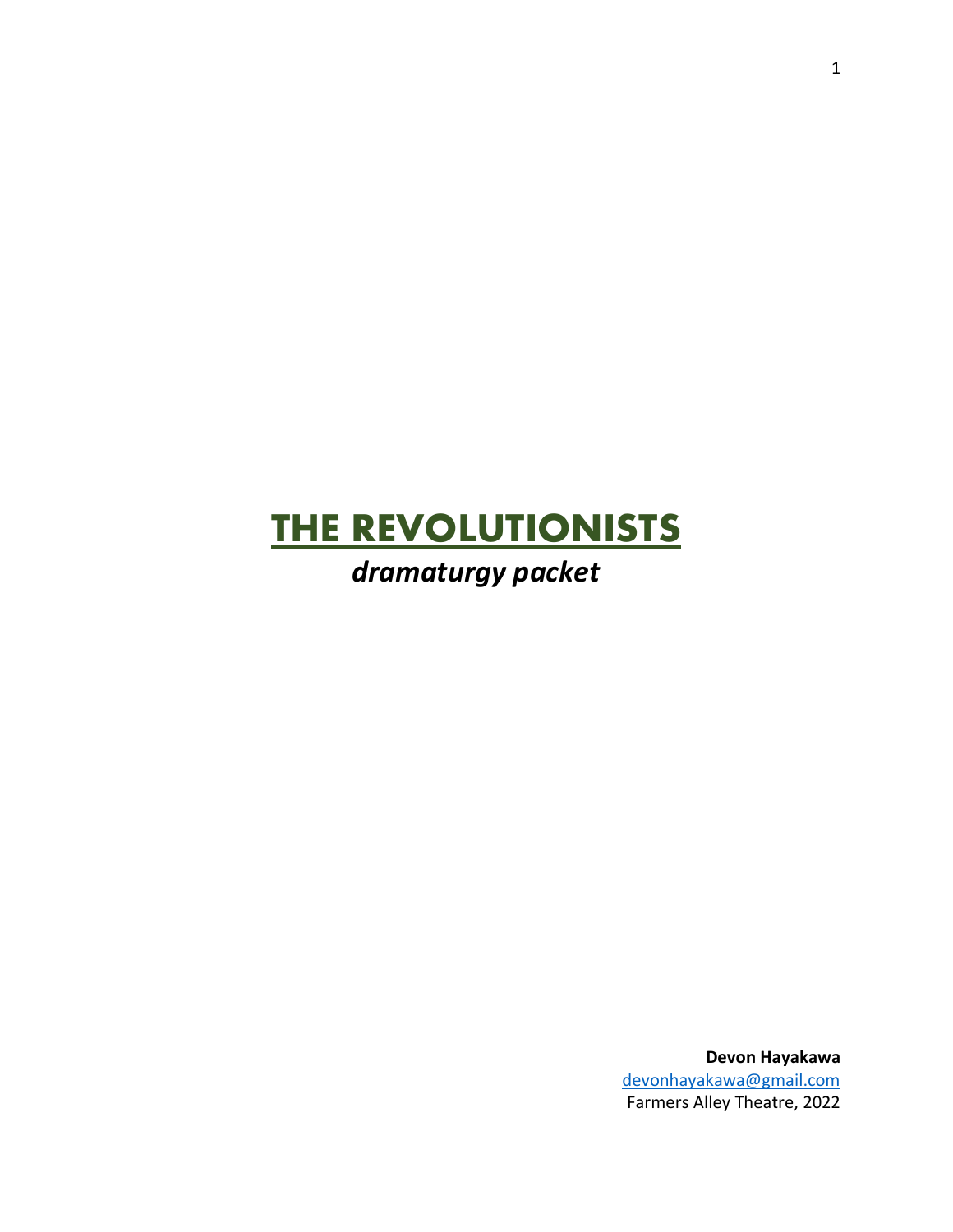# THE REVOLUTIONISTS

***dramaturgy packet***

**Devon Hayakawa**
devonhayakawa@gmail.com
Farmers Alley Theatre, 2022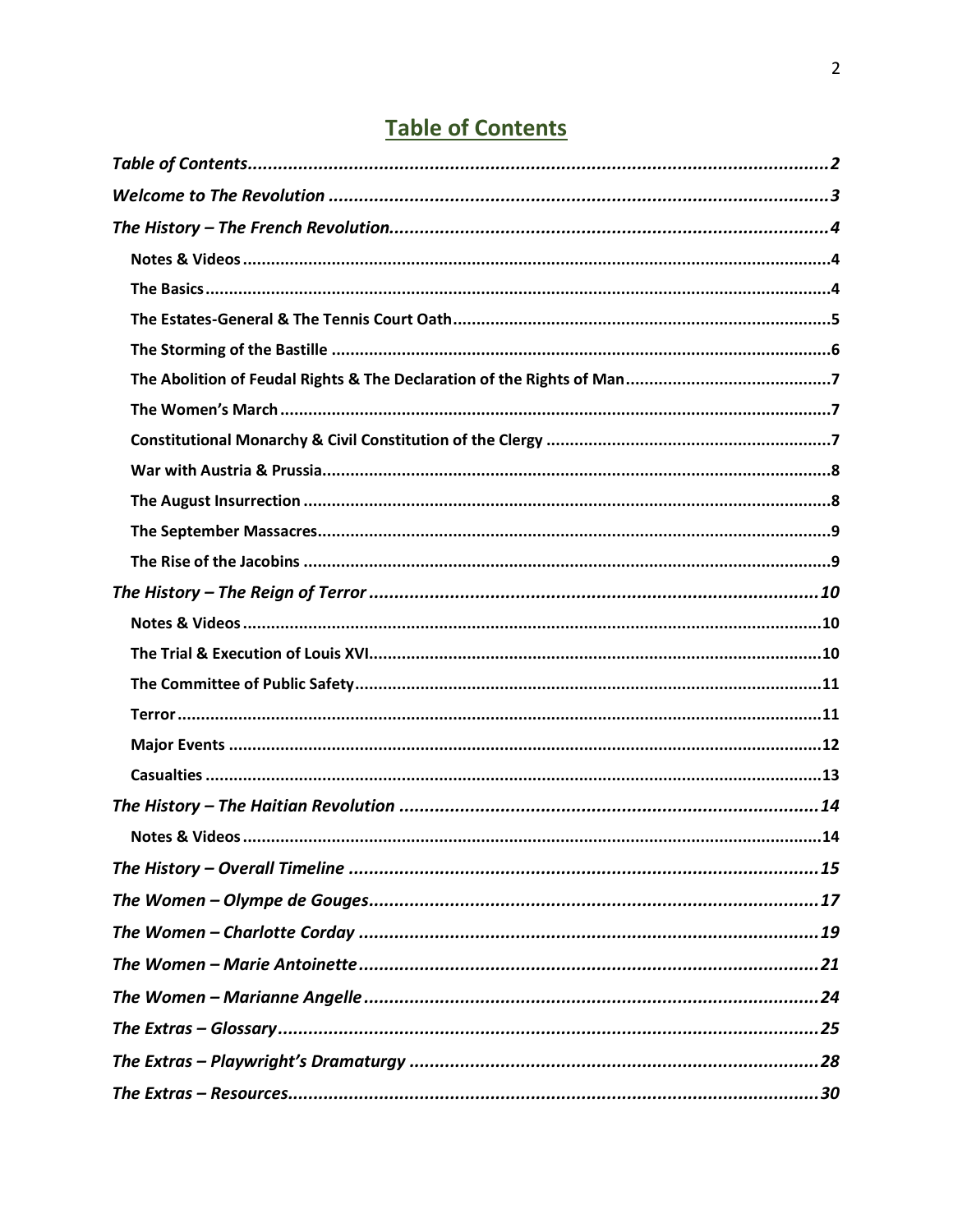# Table of Contents

*Table of Contents* .......... 2
*Welcome to The Revolution* .......... 3
*The History – The French Revolution* .......... 4
- **Notes & Videos** .......... 4
- **The Basics** .......... 4
- **The Estates-General & The Tennis Court Oath** .......... 5
- **The Storming of the Bastille** .......... 6
- **The Abolition of Feudal Rights & The Declaration of the Rights of Man** .......... 7
- **The Women's March** .......... 7
- **Constitutional Monarchy & Civil Constitution of the Clergy** .......... 7
- **War with Austria & Prussia** .......... 8
- **The August Insurrection** .......... 8
- **The September Massacres** .......... 9
- **The Rise of the Jacobins** .......... 9

*The History – The Reign of Terror* .......... 10
- **Notes & Videos** .......... 10
- **The Trial & Execution of Louis XVI** .......... 10
- **The Committee of Public Safety** .......... 11
- **Terror** .......... 11
- **Major Events** .......... 12
- **Casualties** .......... 13

*The History – The Haitian Revolution* .......... 14
- **Notes & Videos** .......... 14

*The History – Overall Timeline* .......... 15
*The Women – Olympe de Gouges* .......... 17
*The Women – Charlotte Corday* .......... 19
*The Women – Marie Antoinette* .......... 21
*The Women – Marianne Angelle* .......... 24
*The Extras – Glossary* .......... 25
*The Extras – Playwright's Dramaturgy* .......... 28
*The Extras – Resources* .......... 30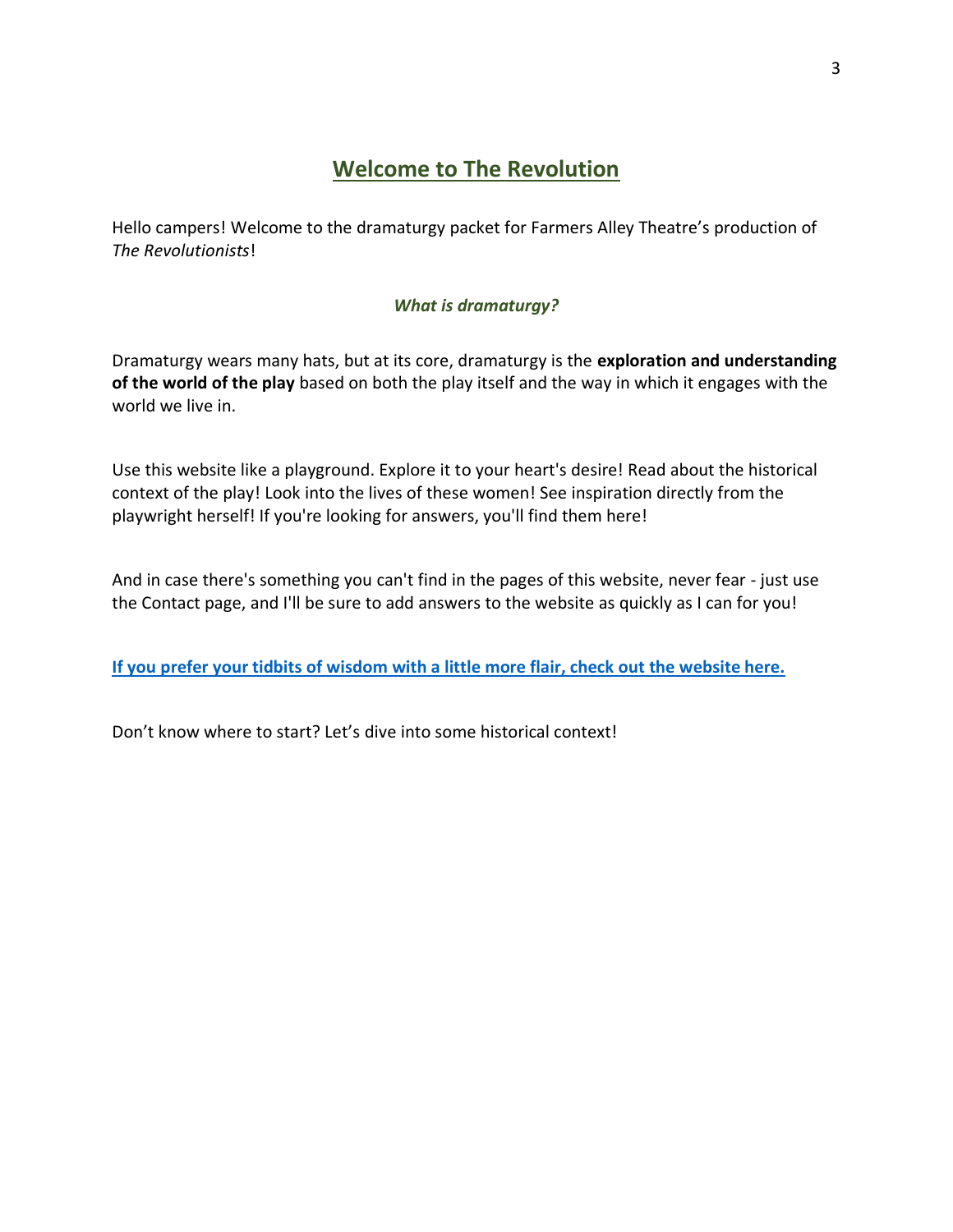# Welcome to The Revolution

Hello campers! Welcome to the dramaturgy packet for Farmers Alley Theatre's production of *The Revolutionists*!

### *What is dramaturgy?*

Dramaturgy wears many hats, but at its core, dramaturgy is the **exploration and understanding of the world of the play** based on both the play itself and the way in which it engages with the world we live in.

Use this website like a playground. Explore it to your heart's desire! Read about the historical context of the play! Look into the lives of these women! See inspiration directly from the playwright herself! If you're looking for answers, you'll find them here!

And in case there's something you can't find in the pages of this website, never fear - just use the Contact page, and I'll be sure to add answers to the website as quickly as I can for you!

**If you prefer your tidbits of wisdom with a little more flair, check out the website here.**

Don't know where to start? Let's dive into some historical context!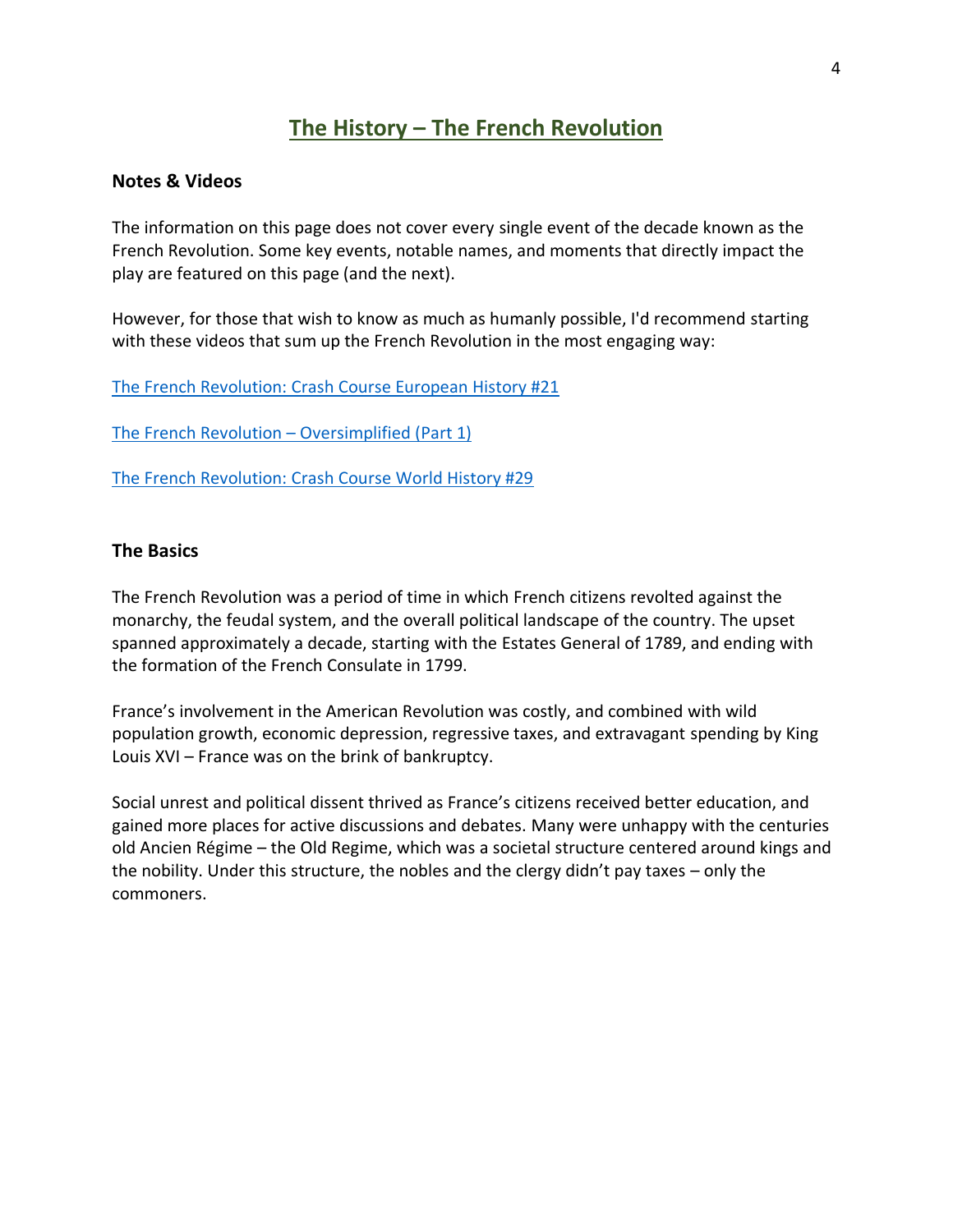# The History – The French Revolution

## Notes & Videos

The information on this page does not cover every single event of the decade known as the French Revolution. Some key events, notable names, and moments that directly impact the play are featured on this page (and the next).

However, for those that wish to know as much as humanly possible, I'd recommend starting with these videos that sum up the French Revolution in the most engaging way:

The French Revolution: Crash Course European History #21

The French Revolution – Oversimplified (Part 1)

The French Revolution: Crash Course World History #29

## The Basics

The French Revolution was a period of time in which French citizens revolted against the monarchy, the feudal system, and the overall political landscape of the country. The upset spanned approximately a decade, starting with the Estates General of 1789, and ending with the formation of the French Consulate in 1799.

France's involvement in the American Revolution was costly, and combined with wild population growth, economic depression, regressive taxes, and extravagant spending by King Louis XVI – France was on the brink of bankruptcy.

Social unrest and political dissent thrived as France's citizens received better education, and gained more places for active discussions and debates. Many were unhappy with the centuries old Ancien Régime – the Old Regime, which was a societal structure centered around kings and the nobility. Under this structure, the nobles and the clergy didn't pay taxes – only the commoners.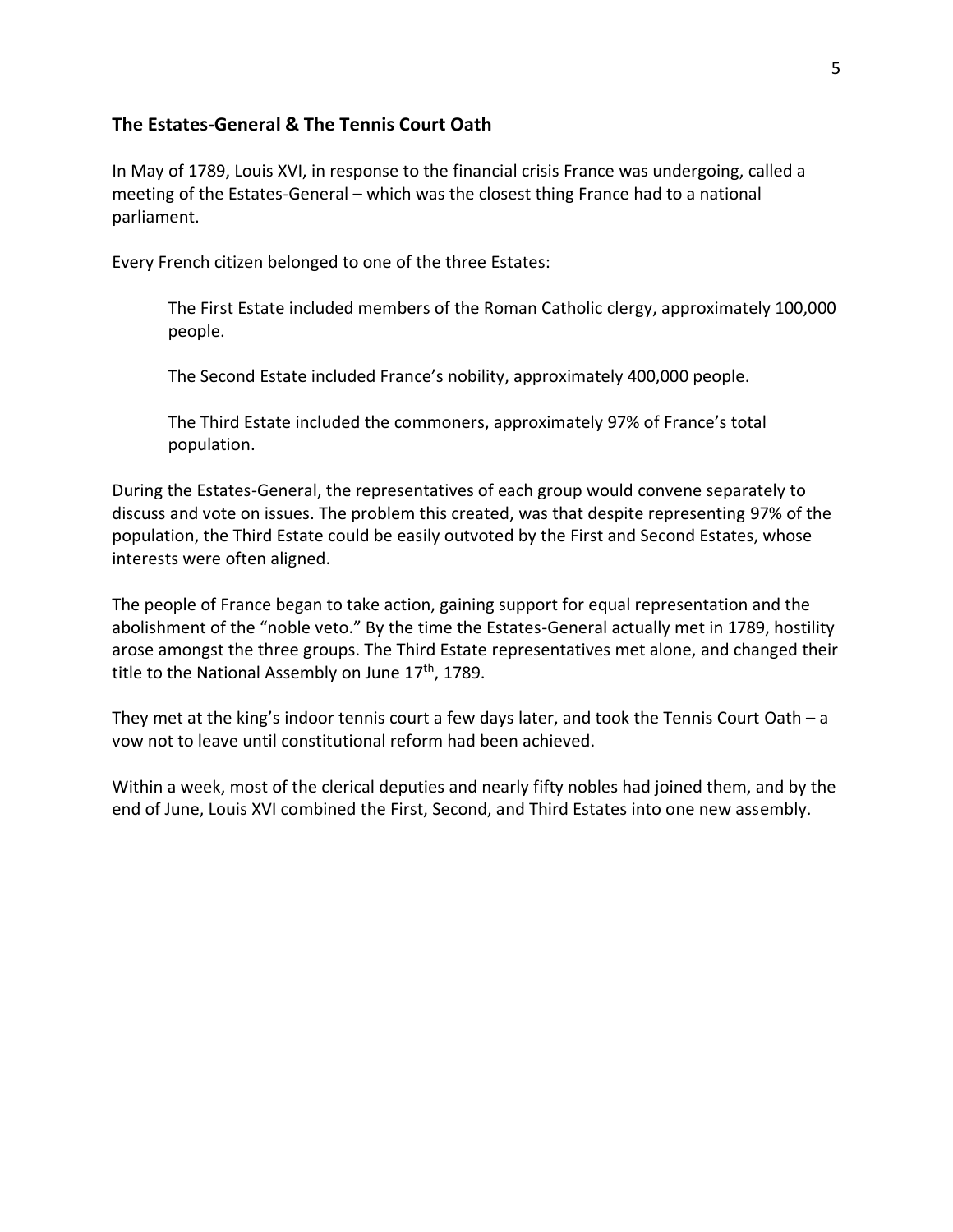## The Estates-General & The Tennis Court Oath

In May of 1789, Louis XVI, in response to the financial crisis France was undergoing, called a meeting of the Estates-General – which was the closest thing France had to a national parliament.

Every French citizen belonged to one of the three Estates:

> The First Estate included members of the Roman Catholic clergy, approximately 100,000 people.
>
> The Second Estate included France's nobility, approximately 400,000 people.
>
> The Third Estate included the commoners, approximately 97% of France's total population.

During the Estates-General, the representatives of each group would convene separately to discuss and vote on issues. The problem this created, was that despite representing 97% of the population, the Third Estate could be easily outvoted by the First and Second Estates, whose interests were often aligned.

The people of France began to take action, gaining support for equal representation and the abolishment of the "noble veto." By the time the Estates-General actually met in 1789, hostility arose amongst the three groups. The Third Estate representatives met alone, and changed their title to the National Assembly on June 17th, 1789.

They met at the king's indoor tennis court a few days later, and took the Tennis Court Oath – a vow not to leave until constitutional reform had been achieved.

Within a week, most of the clerical deputies and nearly fifty nobles had joined them, and by the end of June, Louis XVI combined the First, Second, and Third Estates into one new assembly.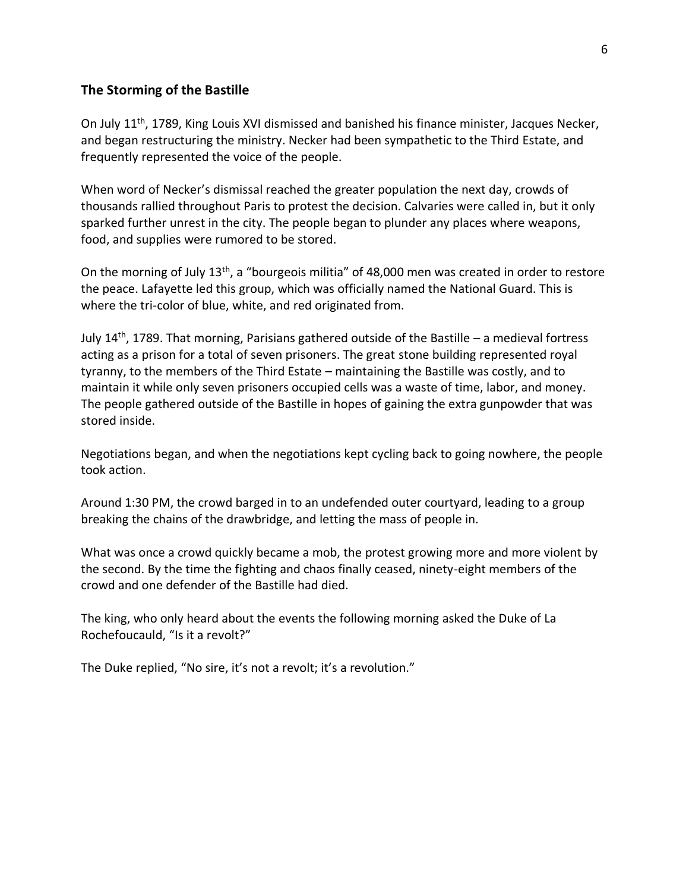## The Storming of the Bastille

On July 11th, 1789, King Louis XVI dismissed and banished his finance minister, Jacques Necker, and began restructuring the ministry. Necker had been sympathetic to the Third Estate, and frequently represented the voice of the people.

When word of Necker's dismissal reached the greater population the next day, crowds of thousands rallied throughout Paris to protest the decision. Calvaries were called in, but it only sparked further unrest in the city. The people began to plunder any places where weapons, food, and supplies were rumored to be stored.

On the morning of July 13th, a "bourgeois militia" of 48,000 men was created in order to restore the peace. Lafayette led this group, which was officially named the National Guard. This is where the tri-color of blue, white, and red originated from.

July 14th, 1789. That morning, Parisians gathered outside of the Bastille – a medieval fortress acting as a prison for a total of seven prisoners. The great stone building represented royal tyranny, to the members of the Third Estate – maintaining the Bastille was costly, and to maintain it while only seven prisoners occupied cells was a waste of time, labor, and money. The people gathered outside of the Bastille in hopes of gaining the extra gunpowder that was stored inside.

Negotiations began, and when the negotiations kept cycling back to going nowhere, the people took action.

Around 1:30 PM, the crowd barged in to an undefended outer courtyard, leading to a group breaking the chains of the drawbridge, and letting the mass of people in.

What was once a crowd quickly became a mob, the protest growing more and more violent by the second. By the time the fighting and chaos finally ceased, ninety-eight members of the crowd and one defender of the Bastille had died.

The king, who only heard about the events the following morning asked the Duke of La Rochefoucauld, "Is it a revolt?"

The Duke replied, "No sire, it's not a revolt; it's a revolution."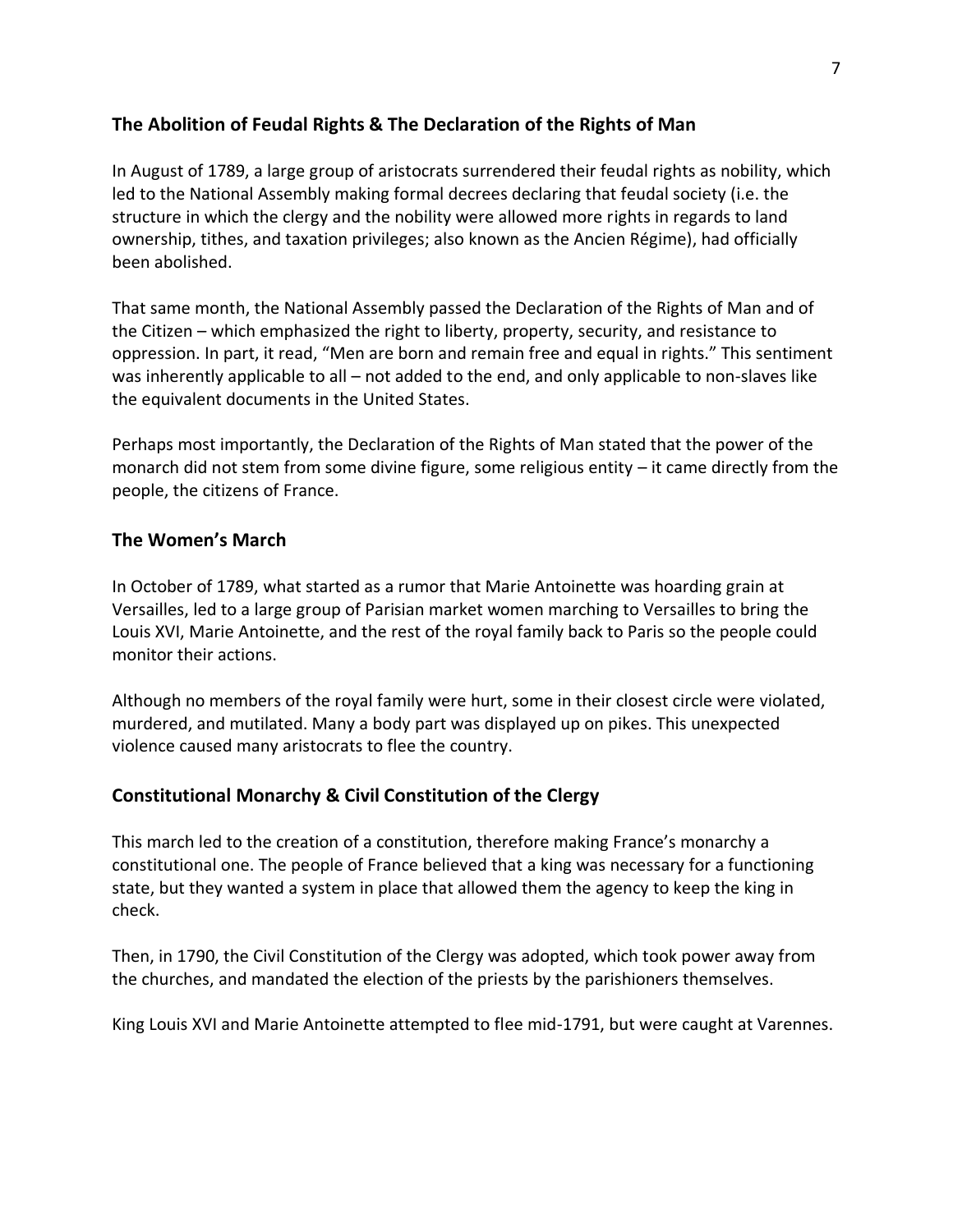## The Abolition of Feudal Rights & The Declaration of the Rights of Man

In August of 1789, a large group of aristocrats surrendered their feudal rights as nobility, which led to the National Assembly making formal decrees declaring that feudal society (i.e. the structure in which the clergy and the nobility were allowed more rights in regards to land ownership, tithes, and taxation privileges; also known as the Ancien Régime), had officially been abolished.

That same month, the National Assembly passed the Declaration of the Rights of Man and of the Citizen – which emphasized the right to liberty, property, security, and resistance to oppression. In part, it read, "Men are born and remain free and equal in rights." This sentiment was inherently applicable to all – not added to the end, and only applicable to non-slaves like the equivalent documents in the United States.

Perhaps most importantly, the Declaration of the Rights of Man stated that the power of the monarch did not stem from some divine figure, some religious entity – it came directly from the people, the citizens of France.

## The Women's March

In October of 1789, what started as a rumor that Marie Antoinette was hoarding grain at Versailles, led to a large group of Parisian market women marching to Versailles to bring the Louis XVI, Marie Antoinette, and the rest of the royal family back to Paris so the people could monitor their actions.

Although no members of the royal family were hurt, some in their closest circle were violated, murdered, and mutilated. Many a body part was displayed up on pikes. This unexpected violence caused many aristocrats to flee the country.

## Constitutional Monarchy & Civil Constitution of the Clergy

This march led to the creation of a constitution, therefore making France's monarchy a constitutional one. The people of France believed that a king was necessary for a functioning state, but they wanted a system in place that allowed them the agency to keep the king in check.

Then, in 1790, the Civil Constitution of the Clergy was adopted, which took power away from the churches, and mandated the election of the priests by the parishioners themselves.

King Louis XVI and Marie Antoinette attempted to flee mid-1791, but were caught at Varennes.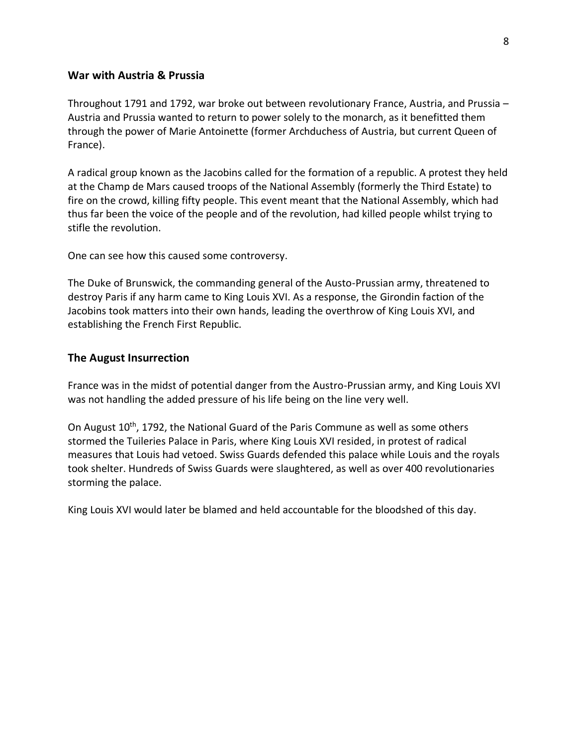## War with Austria & Prussia

Throughout 1791 and 1792, war broke out between revolutionary France, Austria, and Prussia – Austria and Prussia wanted to return to power solely to the monarch, as it benefitted them through the power of Marie Antoinette (former Archduchess of Austria, but current Queen of France).

A radical group known as the Jacobins called for the formation of a republic. A protest they held at the Champ de Mars caused troops of the National Assembly (formerly the Third Estate) to fire on the crowd, killing fifty people. This event meant that the National Assembly, which had thus far been the voice of the people and of the revolution, had killed people whilst trying to stifle the revolution.

One can see how this caused some controversy.

The Duke of Brunswick, the commanding general of the Austo-Prussian army, threatened to destroy Paris if any harm came to King Louis XVI. As a response, the Girondin faction of the Jacobins took matters into their own hands, leading the overthrow of King Louis XVI, and establishing the French First Republic.

## The August Insurrection

France was in the midst of potential danger from the Austro-Prussian army, and King Louis XVI was not handling the added pressure of his life being on the line very well.

On August 10th, 1792, the National Guard of the Paris Commune as well as some others stormed the Tuileries Palace in Paris, where King Louis XVI resided, in protest of radical measures that Louis had vetoed. Swiss Guards defended this palace while Louis and the royals took shelter. Hundreds of Swiss Guards were slaughtered, as well as over 400 revolutionaries storming the palace.

King Louis XVI would later be blamed and held accountable for the bloodshed of this day.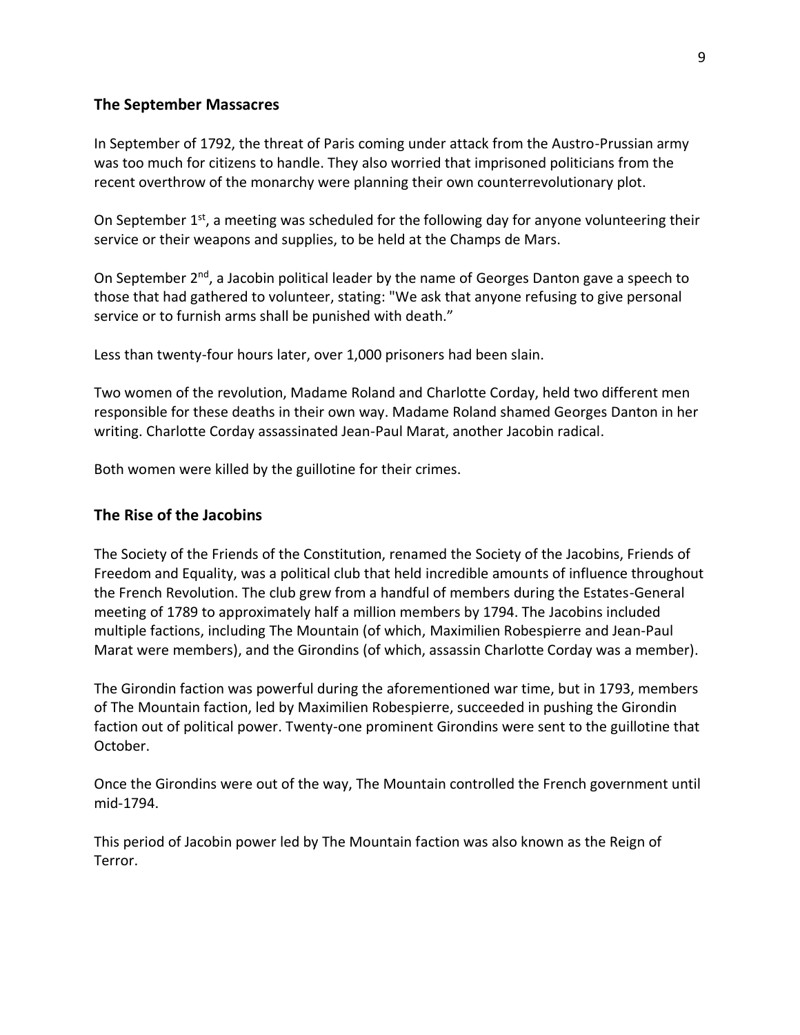## The September Massacres

In September of 1792, the threat of Paris coming under attack from the Austro-Prussian army was too much for citizens to handle. They also worried that imprisoned politicians from the recent overthrow of the monarchy were planning their own counterrevolutionary plot.

On September 1st, a meeting was scheduled for the following day for anyone volunteering their service or their weapons and supplies, to be held at the Champs de Mars.

On September 2nd, a Jacobin political leader by the name of Georges Danton gave a speech to those that had gathered to volunteer, stating: "We ask that anyone refusing to give personal service or to furnish arms shall be punished with death."

Less than twenty-four hours later, over 1,000 prisoners had been slain.

Two women of the revolution, Madame Roland and Charlotte Corday, held two different men responsible for these deaths in their own way. Madame Roland shamed Georges Danton in her writing. Charlotte Corday assassinated Jean-Paul Marat, another Jacobin radical.

Both women were killed by the guillotine for their crimes.

## The Rise of the Jacobins

The Society of the Friends of the Constitution, renamed the Society of the Jacobins, Friends of Freedom and Equality, was a political club that held incredible amounts of influence throughout the French Revolution. The club grew from a handful of members during the Estates-General meeting of 1789 to approximately half a million members by 1794. The Jacobins included multiple factions, including The Mountain (of which, Maximilien Robespierre and Jean-Paul Marat were members), and the Girondins (of which, assassin Charlotte Corday was a member).

The Girondin faction was powerful during the aforementioned war time, but in 1793, members of The Mountain faction, led by Maximilien Robespierre, succeeded in pushing the Girondin faction out of political power. Twenty-one prominent Girondins were sent to the guillotine that October.

Once the Girondins were out of the way, The Mountain controlled the French government until mid-1794.

This period of Jacobin power led by The Mountain faction was also known as the Reign of Terror.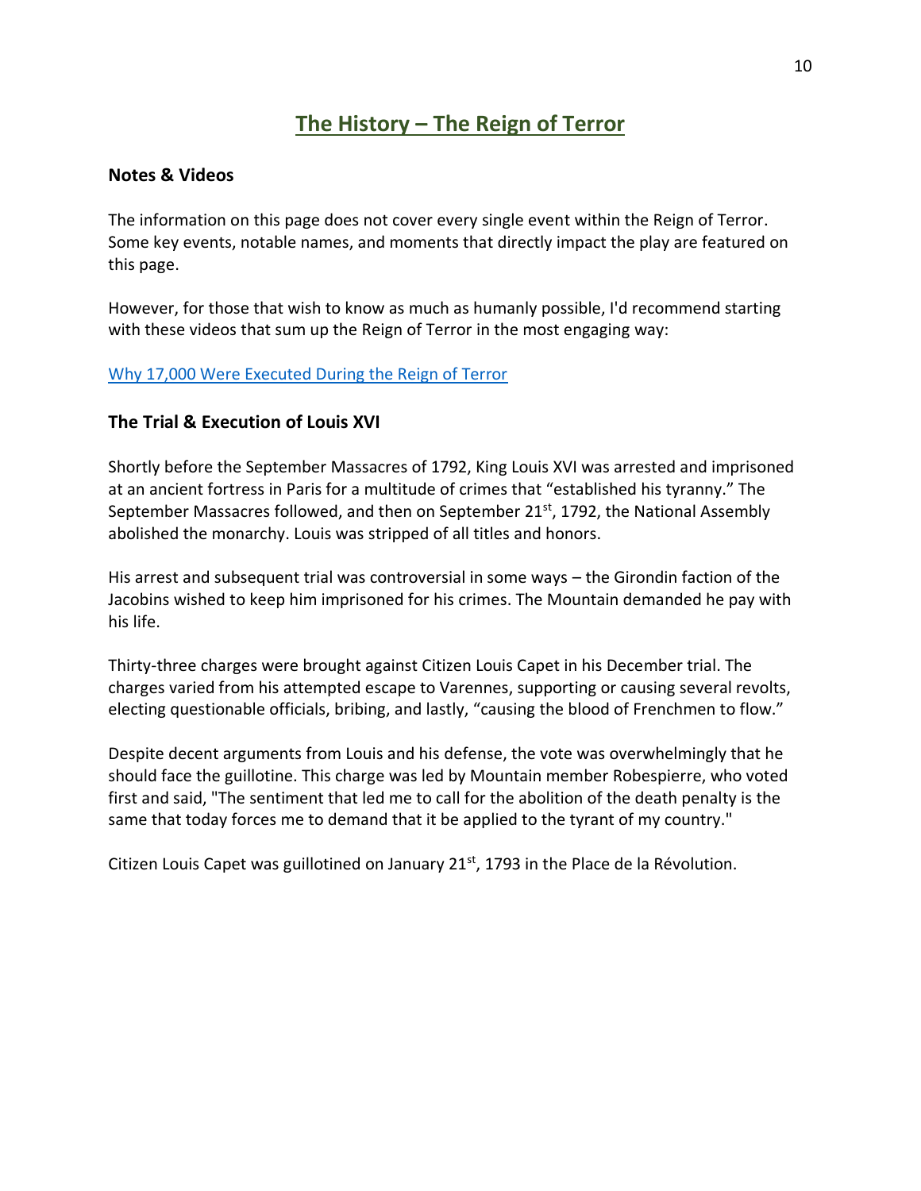# The History – The Reign of Terror

**Notes & Videos**

The information on this page does not cover every single event within the Reign of Terror. Some key events, notable names, and moments that directly impact the play are featured on this page.

However, for those that wish to know as much as humanly possible, I'd recommend starting with these videos that sum up the Reign of Terror in the most engaging way:

Why 17,000 Were Executed During the Reign of Terror

**The Trial & Execution of Louis XVI**

Shortly before the September Massacres of 1792, King Louis XVI was arrested and imprisoned at an ancient fortress in Paris for a multitude of crimes that "established his tyranny." The September Massacres followed, and then on September 21st, 1792, the National Assembly abolished the monarchy. Louis was stripped of all titles and honors.

His arrest and subsequent trial was controversial in some ways – the Girondin faction of the Jacobins wished to keep him imprisoned for his crimes. The Mountain demanded he pay with his life.

Thirty-three charges were brought against Citizen Louis Capet in his December trial. The charges varied from his attempted escape to Varennes, supporting or causing several revolts, electing questionable officials, bribing, and lastly, "causing the blood of Frenchmen to flow."

Despite decent arguments from Louis and his defense, the vote was overwhelmingly that he should face the guillotine. This charge was led by Mountain member Robespierre, who voted first and said, "The sentiment that led me to call for the abolition of the death penalty is the same that today forces me to demand that it be applied to the tyrant of my country."

Citizen Louis Capet was guillotined on January 21st, 1793 in the Place de la Révolution.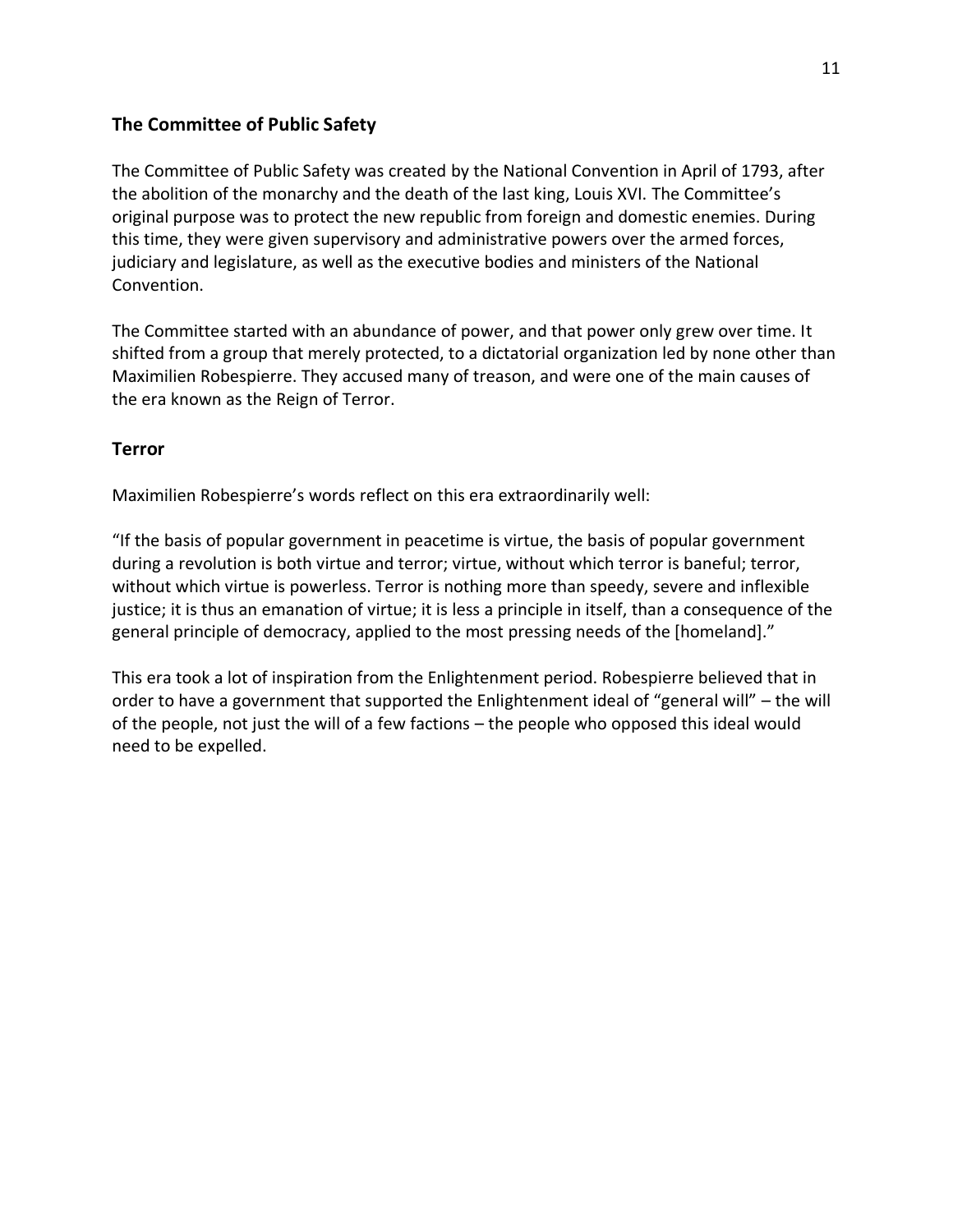## The Committee of Public Safety

The Committee of Public Safety was created by the National Convention in April of 1793, after the abolition of the monarchy and the death of the last king, Louis XVI. The Committee's original purpose was to protect the new republic from foreign and domestic enemies. During this time, they were given supervisory and administrative powers over the armed forces, judiciary and legislature, as well as the executive bodies and ministers of the National Convention.

The Committee started with an abundance of power, and that power only grew over time. It shifted from a group that merely protected, to a dictatorial organization led by none other than Maximilien Robespierre. They accused many of treason, and were one of the main causes of the era known as the Reign of Terror.

## Terror

Maximilien Robespierre's words reflect on this era extraordinarily well:

"If the basis of popular government in peacetime is virtue, the basis of popular government during a revolution is both virtue and terror; virtue, without which terror is baneful; terror, without which virtue is powerless. Terror is nothing more than speedy, severe and inflexible justice; it is thus an emanation of virtue; it is less a principle in itself, than a consequence of the general principle of democracy, applied to the most pressing needs of the [homeland]."

This era took a lot of inspiration from the Enlightenment period. Robespierre believed that in order to have a government that supported the Enlightenment ideal of "general will" – the will of the people, not just the will of a few factions – the people who opposed this ideal would need to be expelled.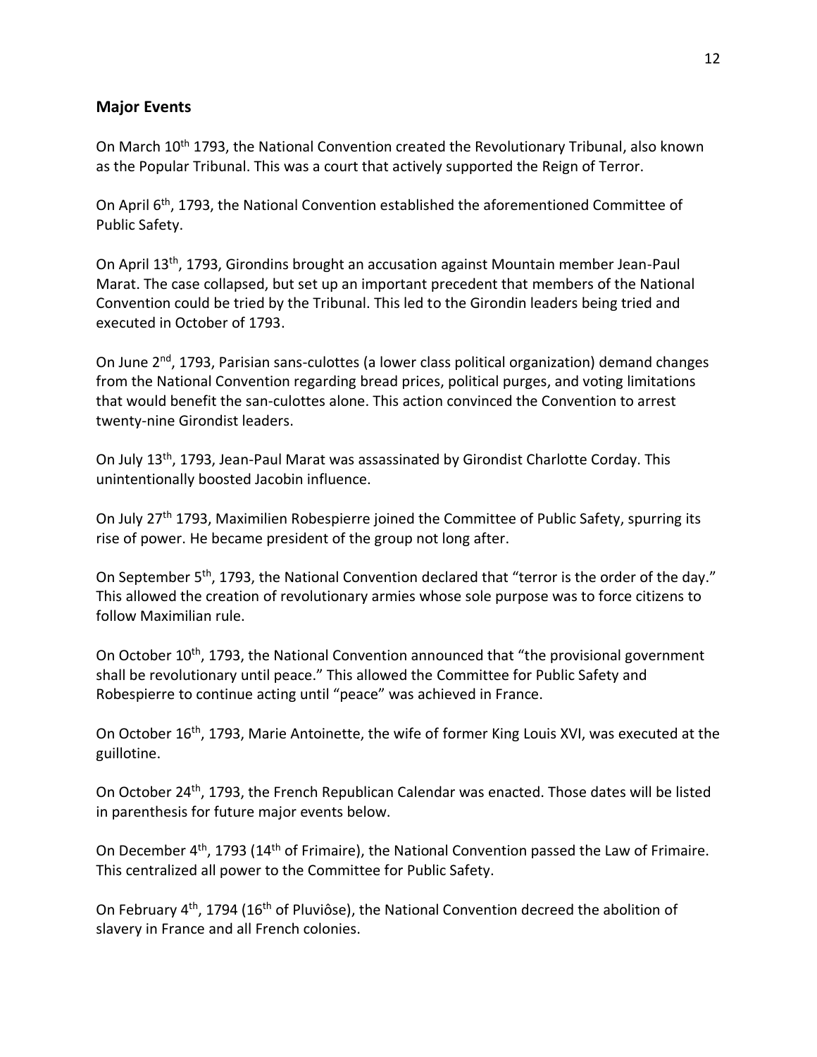## Major Events

On March 10th 1793, the National Convention created the Revolutionary Tribunal, also known as the Popular Tribunal. This was a court that actively supported the Reign of Terror.

On April 6th, 1793, the National Convention established the aforementioned Committee of Public Safety.

On April 13th, 1793, Girondins brought an accusation against Mountain member Jean-Paul Marat. The case collapsed, but set up an important precedent that members of the National Convention could be tried by the Tribunal. This led to the Girondin leaders being tried and executed in October of 1793.

On June 2nd, 1793, Parisian sans-culottes (a lower class political organization) demand changes from the National Convention regarding bread prices, political purges, and voting limitations that would benefit the san-culottes alone. This action convinced the Convention to arrest twenty-nine Girondist leaders.

On July 13th, 1793, Jean-Paul Marat was assassinated by Girondist Charlotte Corday. This unintentionally boosted Jacobin influence.

On July 27th 1793, Maximilien Robespierre joined the Committee of Public Safety, spurring its rise of power. He became president of the group not long after.

On September 5th, 1793, the National Convention declared that "terror is the order of the day." This allowed the creation of revolutionary armies whose sole purpose was to force citizens to follow Maximilian rule.

On October 10th, 1793, the National Convention announced that "the provisional government shall be revolutionary until peace." This allowed the Committee for Public Safety and Robespierre to continue acting until "peace" was achieved in France.

On October 16th, 1793, Marie Antoinette, the wife of former King Louis XVI, was executed at the guillotine.

On October 24th, 1793, the French Republican Calendar was enacted. Those dates will be listed in parenthesis for future major events below.

On December 4th, 1793 (14th of Frimaire), the National Convention passed the Law of Frimaire. This centralized all power to the Committee for Public Safety.

On February 4th, 1794 (16th of Pluviôse), the National Convention decreed the abolition of slavery in France and all French colonies.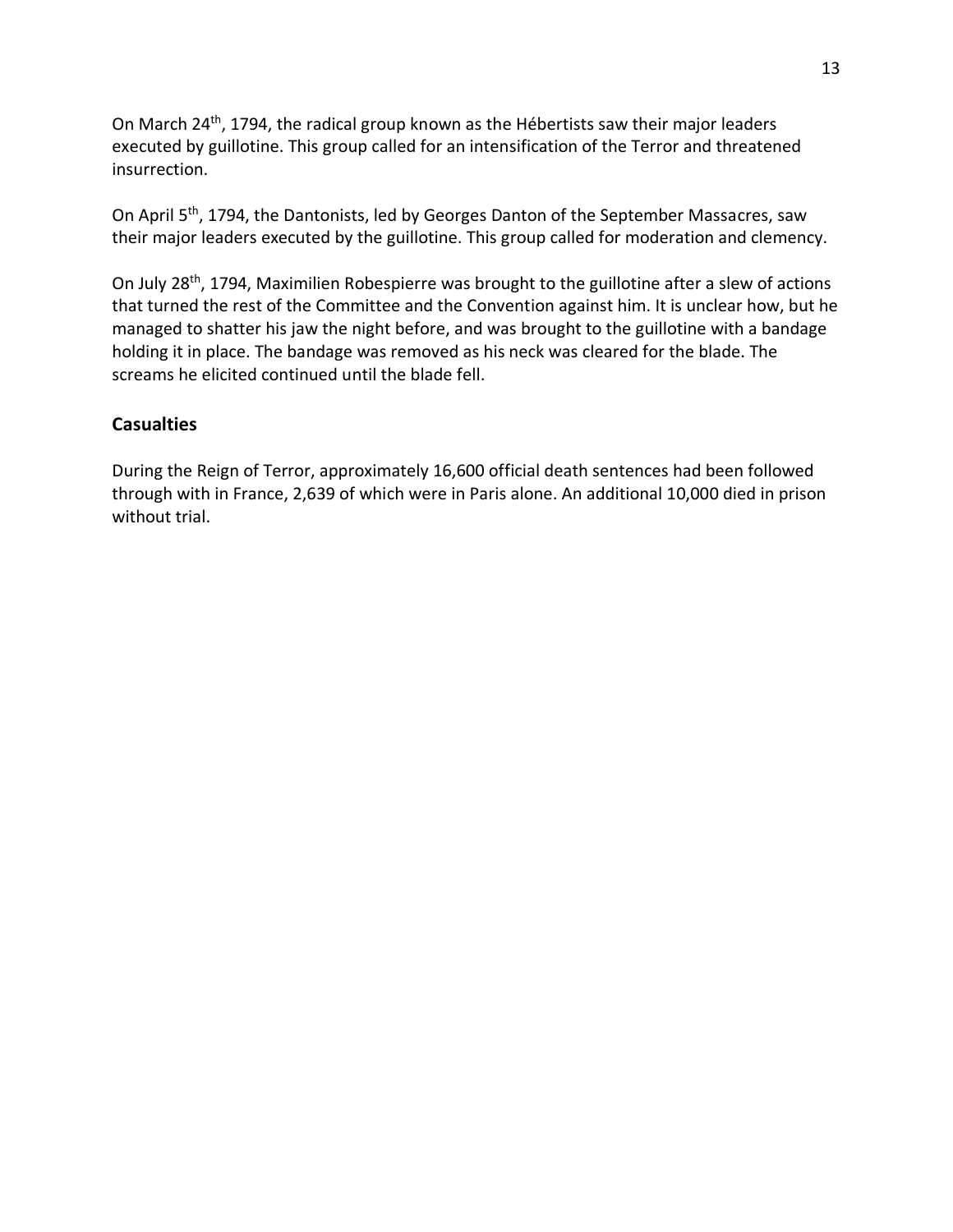On March 24th, 1794, the radical group known as the Hébertists saw their major leaders executed by guillotine. This group called for an intensification of the Terror and threatened insurrection.

On April 5th, 1794, the Dantonists, led by Georges Danton of the September Massacres, saw their major leaders executed by the guillotine. This group called for moderation and clemency.

On July 28th, 1794, Maximilien Robespierre was brought to the guillotine after a slew of actions that turned the rest of the Committee and the Convention against him. It is unclear how, but he managed to shatter his jaw the night before, and was brought to the guillotine with a bandage holding it in place. The bandage was removed as his neck was cleared for the blade. The screams he elicited continued until the blade fell.

## Casualties

During the Reign of Terror, approximately 16,600 official death sentences had been followed through with in France, 2,639 of which were in Paris alone. An additional 10,000 died in prison without trial.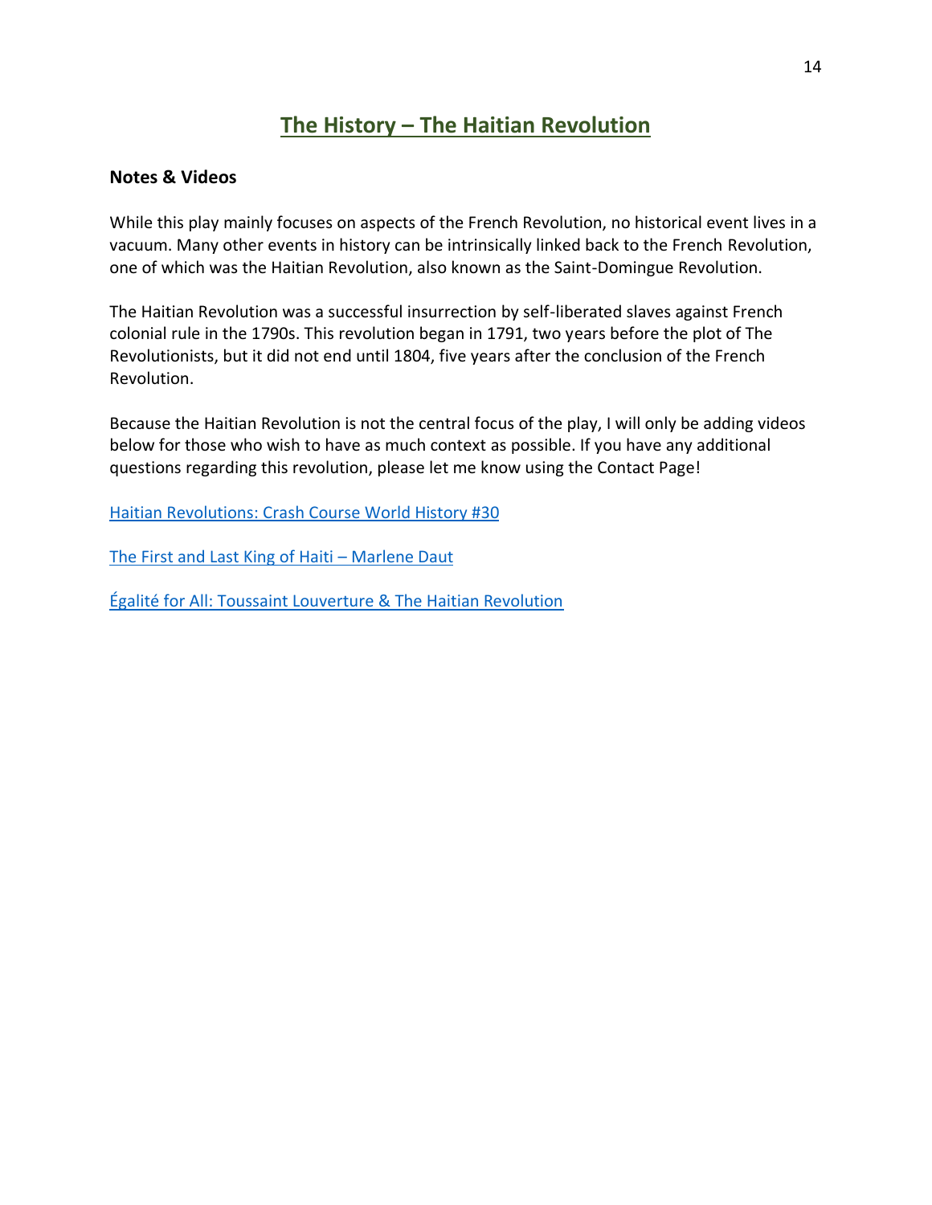## The History – The Haitian Revolution

**Notes & Videos**

While this play mainly focuses on aspects of the French Revolution, no historical event lives in a vacuum. Many other events in history can be intrinsically linked back to the French Revolution, one of which was the Haitian Revolution, also known as the Saint-Domingue Revolution.

The Haitian Revolution was a successful insurrection by self-liberated slaves against French colonial rule in the 1790s. This revolution began in 1791, two years before the plot of The Revolutionists, but it did not end until 1804, five years after the conclusion of the French Revolution.

Because the Haitian Revolution is not the central focus of the play, I will only be adding videos below for those who wish to have as much context as possible. If you have any additional questions regarding this revolution, please let me know using the Contact Page!

Haitian Revolutions: Crash Course World History #30

The First and Last King of Haiti – Marlene Daut

Égalité for All: Toussaint Louverture & The Haitian Revolution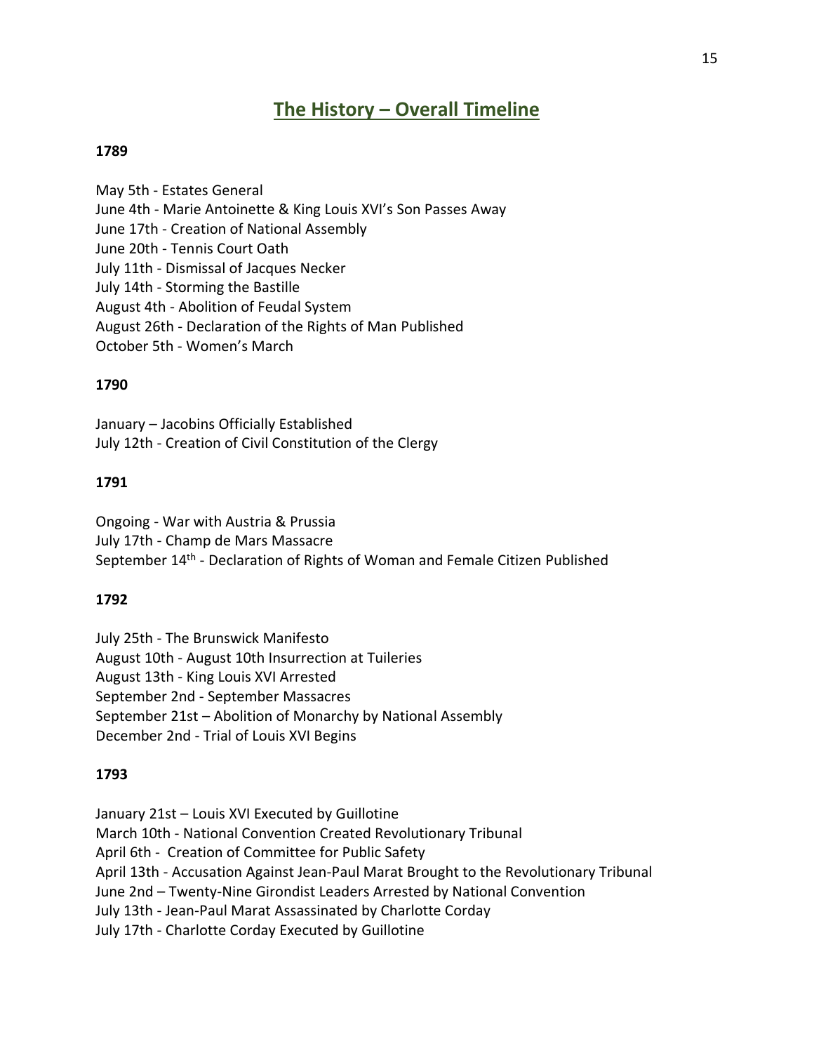# The History – Overall Timeline

**1789**

May 5th - Estates General
June 4th - Marie Antoinette & King Louis XVI's Son Passes Away
June 17th - Creation of National Assembly
June 20th - Tennis Court Oath
July 11th - Dismissal of Jacques Necker
July 14th - Storming the Bastille
August 4th - Abolition of Feudal System
August 26th - Declaration of the Rights of Man Published
October 5th - Women's March

**1790**

January – Jacobins Officially Established
July 12th - Creation of Civil Constitution of the Clergy

**1791**

Ongoing - War with Austria & Prussia
July 17th - Champ de Mars Massacre
September 14th - Declaration of Rights of Woman and Female Citizen Published

**1792**

July 25th - The Brunswick Manifesto
August 10th - August 10th Insurrection at Tuileries
August 13th - King Louis XVI Arrested
September 2nd - September Massacres
September 21st – Abolition of Monarchy by National Assembly
December 2nd - Trial of Louis XVI Begins

**1793**

January 21st – Louis XVI Executed by Guillotine
March 10th - National Convention Created Revolutionary Tribunal
April 6th - Creation of Committee for Public Safety
April 13th - Accusation Against Jean-Paul Marat Brought to the Revolutionary Tribunal
June 2nd – Twenty-Nine Girondist Leaders Arrested by National Convention
July 13th - Jean-Paul Marat Assassinated by Charlotte Corday
July 17th - Charlotte Corday Executed by Guillotine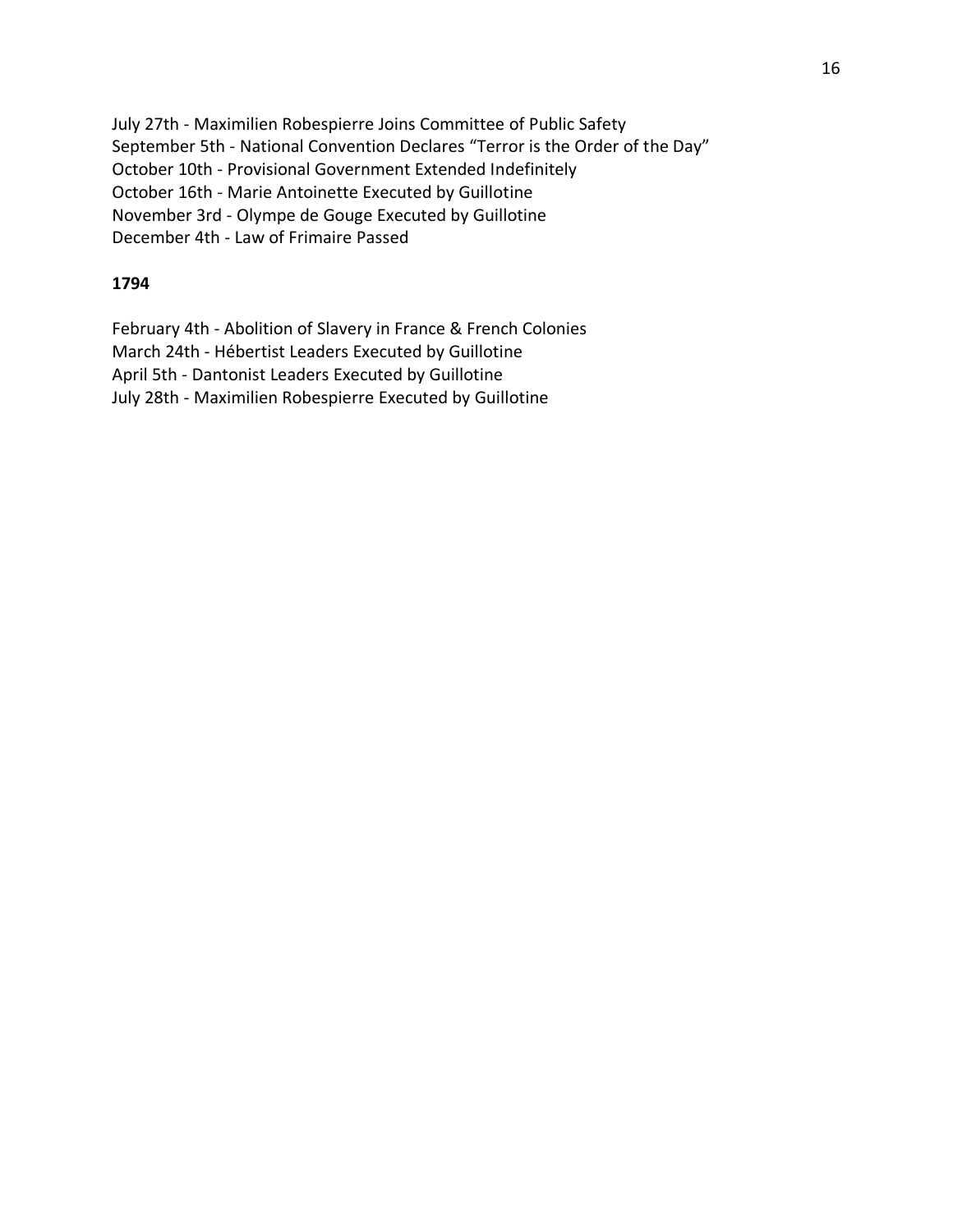July 27th - Maximilien Robespierre Joins Committee of Public Safety
September 5th - National Convention Declares "Terror is the Order of the Day"
October 10th - Provisional Government Extended Indefinitely
October 16th - Marie Antoinette Executed by Guillotine
November 3rd - Olympe de Gouge Executed by Guillotine
December 4th - Law of Frimaire Passed

**1794**

February 4th - Abolition of Slavery in France & French Colonies
March 24th - Hébertist Leaders Executed by Guillotine
April 5th - Dantonist Leaders Executed by Guillotine
July 28th - Maximilien Robespierre Executed by Guillotine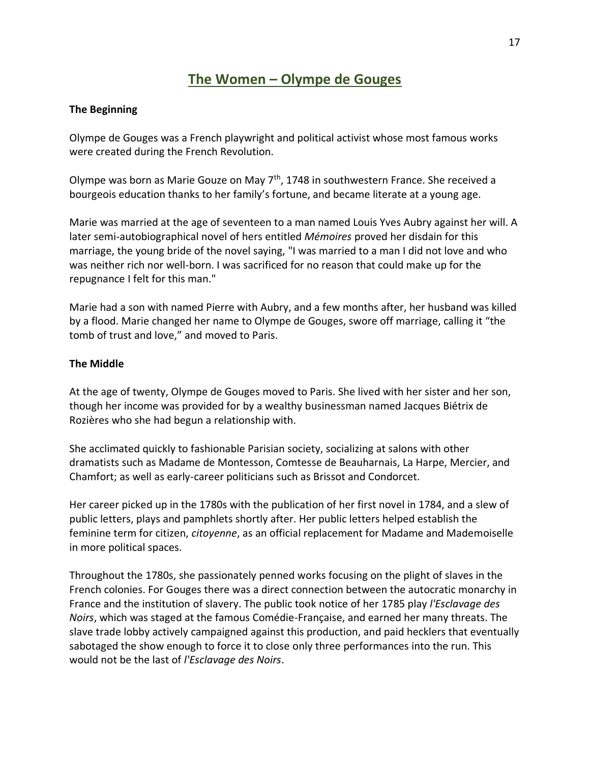# The Women – Olympe de Gouges

**The Beginning**

Olympe de Gouges was a French playwright and political activist whose most famous works were created during the French Revolution.

Olympe was born as Marie Gouze on May 7th, 1748 in southwestern France. She received a bourgeois education thanks to her family's fortune, and became literate at a young age.

Marie was married at the age of seventeen to a man named Louis Yves Aubry against her will. A later semi-autobiographical novel of hers entitled *Mémoires* proved her disdain for this marriage, the young bride of the novel saying, "I was married to a man I did not love and who was neither rich nor well-born. I was sacrificed for no reason that could make up for the repugnance I felt for this man."

Marie had a son with named Pierre with Aubry, and a few months after, her husband was killed by a flood. Marie changed her name to Olympe de Gouges, swore off marriage, calling it "the tomb of trust and love," and moved to Paris.

**The Middle**

At the age of twenty, Olympe de Gouges moved to Paris. She lived with her sister and her son, though her income was provided for by a wealthy businessman named Jacques Biétrix de Rozières who she had begun a relationship with.

She acclimated quickly to fashionable Parisian society, socializing at salons with other dramatists such as Madame de Montesson, Comtesse de Beauharnais, La Harpe, Mercier, and Chamfort; as well as early-career politicians such as Brissot and Condorcet.

Her career picked up in the 1780s with the publication of her first novel in 1784, and a slew of public letters, plays and pamphlets shortly after. Her public letters helped establish the feminine term for citizen, *citoyenne*, as an official replacement for Madame and Mademoiselle in more political spaces.

Throughout the 1780s, she passionately penned works focusing on the plight of slaves in the French colonies. For Gouges there was a direct connection between the autocratic monarchy in France and the institution of slavery. The public took notice of her 1785 play *l'Esclavage des Noirs*, which was staged at the famous Comédie-Française, and earned her many threats. The slave trade lobby actively campaigned against this production, and paid hecklers that eventually sabotaged the show enough to force it to close only three performances into the run. This would not be the last of *l'Esclavage des Noirs*.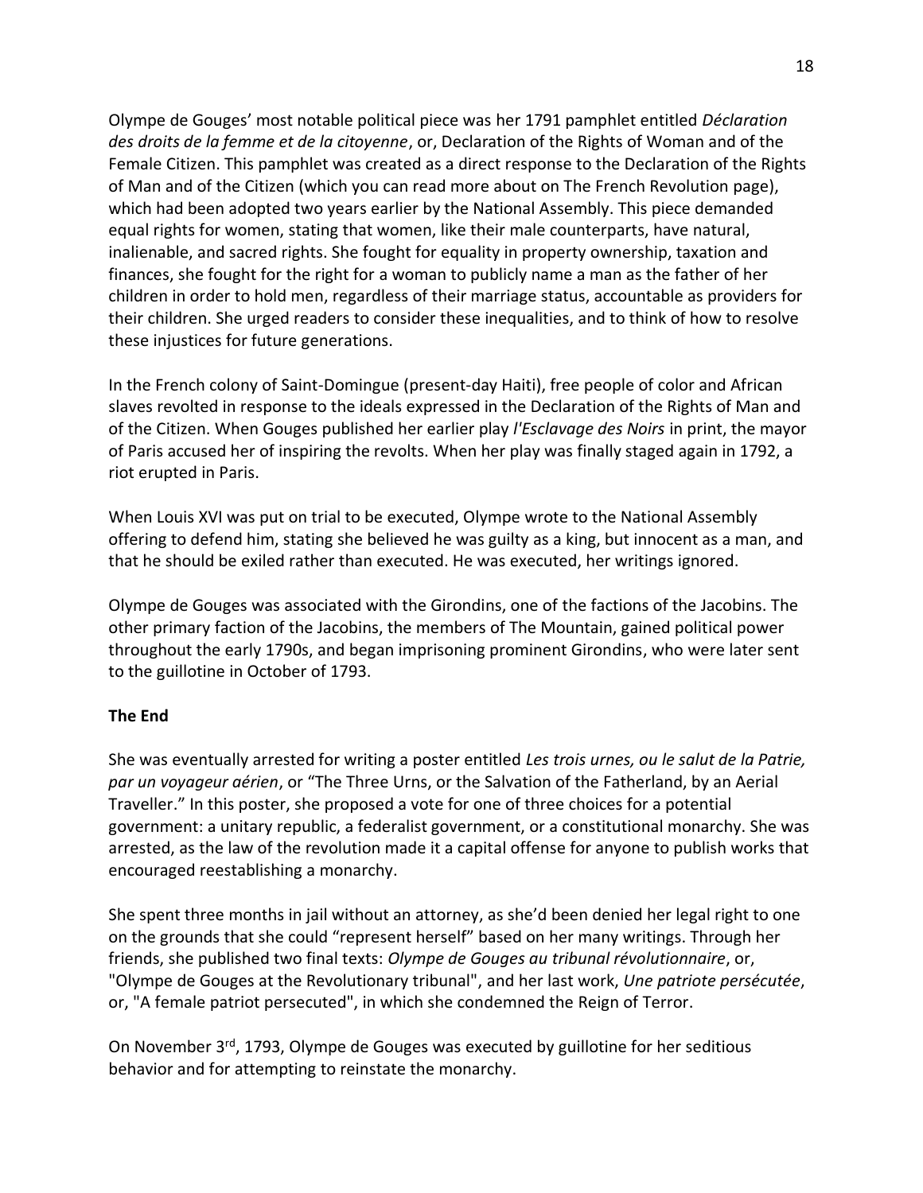Olympe de Gouges' most notable political piece was her 1791 pamphlet entitled *Déclaration des droits de la femme et de la citoyenne*, or, Declaration of the Rights of Woman and of the Female Citizen. This pamphlet was created as a direct response to the Declaration of the Rights of Man and of the Citizen (which you can read more about on The French Revolution page), which had been adopted two years earlier by the National Assembly. This piece demanded equal rights for women, stating that women, like their male counterparts, have natural, inalienable, and sacred rights. She fought for equality in property ownership, taxation and finances, she fought for the right for a woman to publicly name a man as the father of her children in order to hold men, regardless of their marriage status, accountable as providers for their children. She urged readers to consider these inequalities, and to think of how to resolve these injustices for future generations.

In the French colony of Saint-Domingue (present-day Haiti), free people of color and African slaves revolted in response to the ideals expressed in the Declaration of the Rights of Man and of the Citizen. When Gouges published her earlier play *l'Esclavage des Noirs* in print, the mayor of Paris accused her of inspiring the revolts. When her play was finally staged again in 1792, a riot erupted in Paris.

When Louis XVI was put on trial to be executed, Olympe wrote to the National Assembly offering to defend him, stating she believed he was guilty as a king, but innocent as a man, and that he should be exiled rather than executed. He was executed, her writings ignored.

Olympe de Gouges was associated with the Girondins, one of the factions of the Jacobins. The other primary faction of the Jacobins, the members of The Mountain, gained political power throughout the early 1790s, and began imprisoning prominent Girondins, who were later sent to the guillotine in October of 1793.

**The End**

She was eventually arrested for writing a poster entitled *Les trois urnes, ou le salut de la Patrie, par un voyageur aérien*, or "The Three Urns, or the Salvation of the Fatherland, by an Aerial Traveller." In this poster, she proposed a vote for one of three choices for a potential government: a unitary republic, a federalist government, or a constitutional monarchy. She was arrested, as the law of the revolution made it a capital offense for anyone to publish works that encouraged reestablishing a monarchy.

She spent three months in jail without an attorney, as she'd been denied her legal right to one on the grounds that she could "represent herself" based on her many writings. Through her friends, she published two final texts: *Olympe de Gouges au tribunal révolutionnaire*, or, "Olympe de Gouges at the Revolutionary tribunal", and her last work, *Une patriote persécutée*, or, "A female patriot persecuted", in which she condemned the Reign of Terror.

On November 3rd, 1793, Olympe de Gouges was executed by guillotine for her seditious behavior and for attempting to reinstate the monarchy.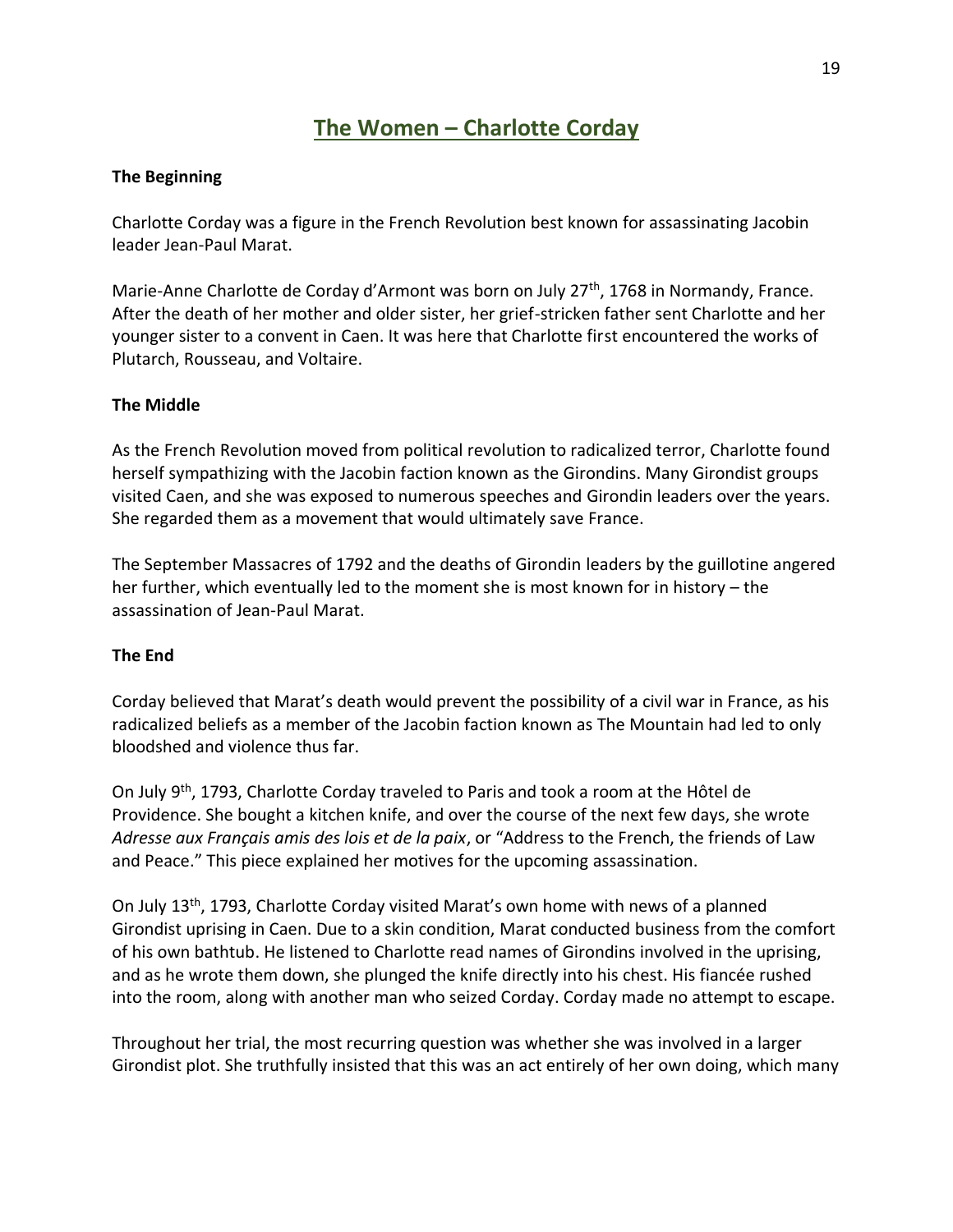# The Women – Charlotte Corday

**The Beginning**

Charlotte Corday was a figure in the French Revolution best known for assassinating Jacobin leader Jean-Paul Marat.

Marie-Anne Charlotte de Corday d'Armont was born on July 27th, 1768 in Normandy, France. After the death of her mother and older sister, her grief-stricken father sent Charlotte and her younger sister to a convent in Caen. It was here that Charlotte first encountered the works of Plutarch, Rousseau, and Voltaire.

**The Middle**

As the French Revolution moved from political revolution to radicalized terror, Charlotte found herself sympathizing with the Jacobin faction known as the Girondins. Many Girondist groups visited Caen, and she was exposed to numerous speeches and Girondin leaders over the years. She regarded them as a movement that would ultimately save France.

The September Massacres of 1792 and the deaths of Girondin leaders by the guillotine angered her further, which eventually led to the moment she is most known for in history – the assassination of Jean-Paul Marat.

**The End**

Corday believed that Marat's death would prevent the possibility of a civil war in France, as his radicalized beliefs as a member of the Jacobin faction known as The Mountain had led to only bloodshed and violence thus far.

On July 9th, 1793, Charlotte Corday traveled to Paris and took a room at the Hôtel de Providence. She bought a kitchen knife, and over the course of the next few days, she wrote *Adresse aux Français amis des lois et de la paix*, or "Address to the French, the friends of Law and Peace." This piece explained her motives for the upcoming assassination.

On July 13th, 1793, Charlotte Corday visited Marat's own home with news of a planned Girondist uprising in Caen. Due to a skin condition, Marat conducted business from the comfort of his own bathtub. He listened to Charlotte read names of Girondins involved in the uprising, and as he wrote them down, she plunged the knife directly into his chest. His fiancée rushed into the room, along with another man who seized Corday. Corday made no attempt to escape.

Throughout her trial, the most recurring question was whether she was involved in a larger Girondist plot. She truthfully insisted that this was an act entirely of her own doing, which many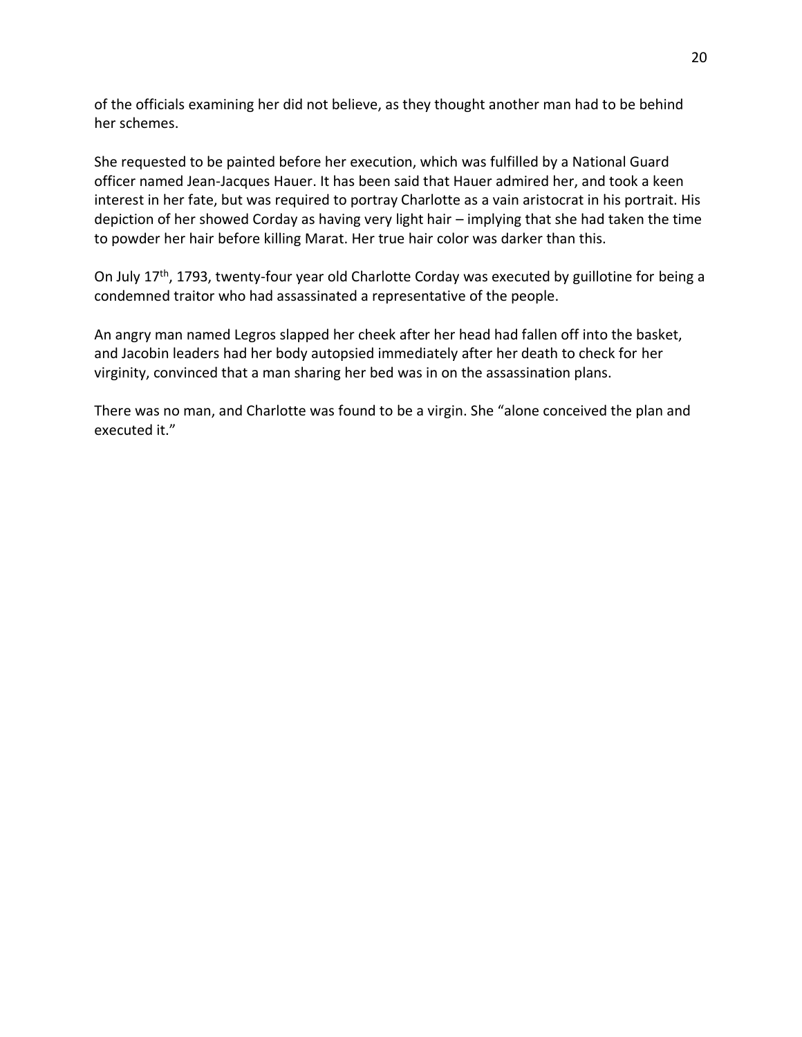of the officials examining her did not believe, as they thought another man had to be behind her schemes.

She requested to be painted before her execution, which was fulfilled by a National Guard officer named Jean-Jacques Hauer. It has been said that Hauer admired her, and took a keen interest in her fate, but was required to portray Charlotte as a vain aristocrat in his portrait. His depiction of her showed Corday as having very light hair – implying that she had taken the time to powder her hair before killing Marat. Her true hair color was darker than this.

On July 17th, 1793, twenty-four year old Charlotte Corday was executed by guillotine for being a condemned traitor who had assassinated a representative of the people.

An angry man named Legros slapped her cheek after her head had fallen off into the basket, and Jacobin leaders had her body autopsied immediately after her death to check for her virginity, convinced that a man sharing her bed was in on the assassination plans.

There was no man, and Charlotte was found to be a virgin. She "alone conceived the plan and executed it."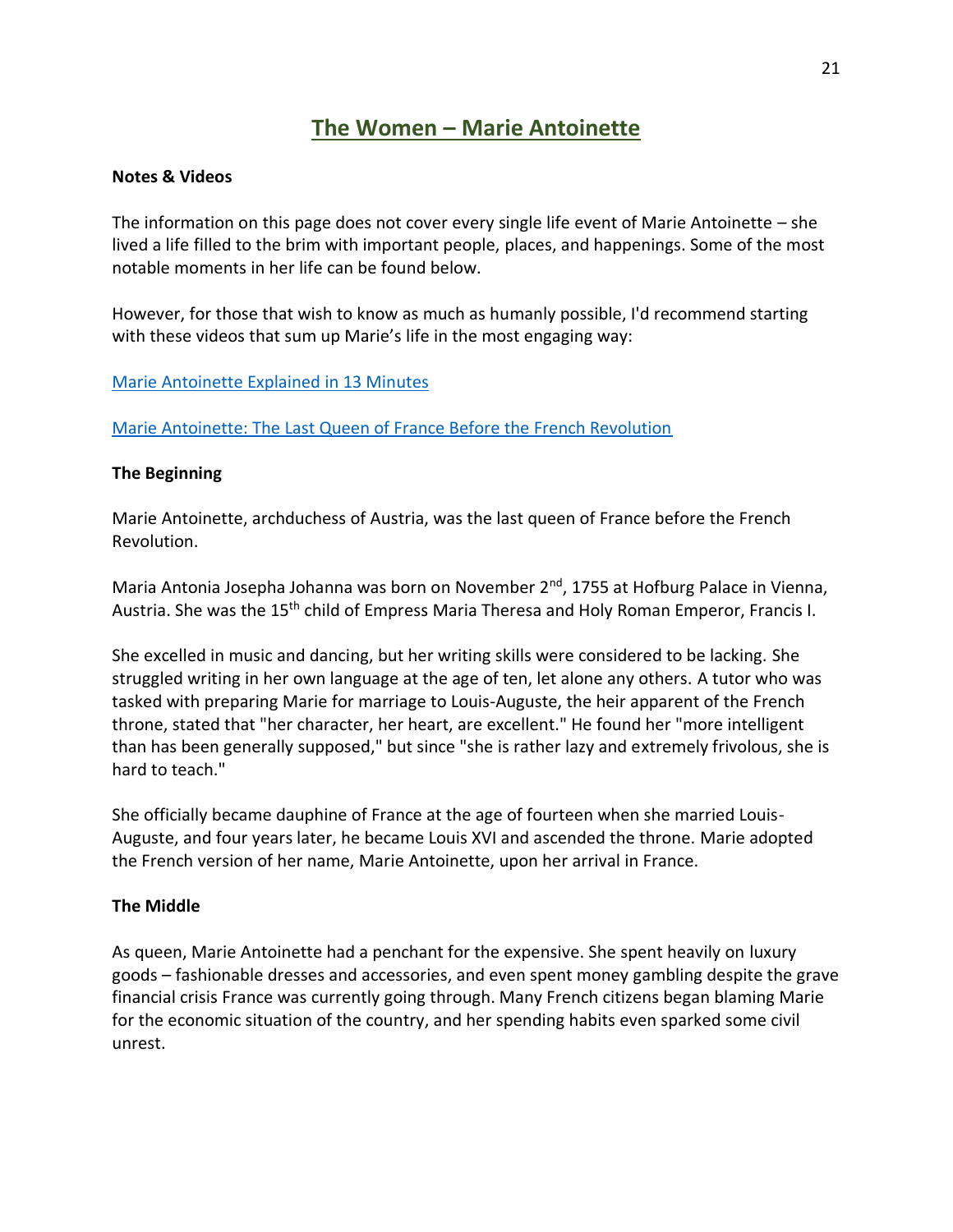# The Women – Marie Antoinette

**Notes & Videos**

The information on this page does not cover every single life event of Marie Antoinette – she lived a life filled to the brim with important people, places, and happenings. Some of the most notable moments in her life can be found below.

However, for those that wish to know as much as humanly possible, I'd recommend starting with these videos that sum up Marie's life in the most engaging way:

Marie Antoinette Explained in 13 Minutes

Marie Antoinette: The Last Queen of France Before the French Revolution

**The Beginning**

Marie Antoinette, archduchess of Austria, was the last queen of France before the French Revolution.

Maria Antonia Josepha Johanna was born on November 2nd, 1755 at Hofburg Palace in Vienna, Austria. She was the 15th child of Empress Maria Theresa and Holy Roman Emperor, Francis I.

She excelled in music and dancing, but her writing skills were considered to be lacking. She struggled writing in her own language at the age of ten, let alone any others. A tutor who was tasked with preparing Marie for marriage to Louis-Auguste, the heir apparent of the French throne, stated that "her character, her heart, are excellent." He found her "more intelligent than has been generally supposed," but since "she is rather lazy and extremely frivolous, she is hard to teach."

She officially became dauphine of France at the age of fourteen when she married Louis-Auguste, and four years later, he became Louis XVI and ascended the throne. Marie adopted the French version of her name, Marie Antoinette, upon her arrival in France.

**The Middle**

As queen, Marie Antoinette had a penchant for the expensive. She spent heavily on luxury goods – fashionable dresses and accessories, and even spent money gambling despite the grave financial crisis France was currently going through. Many French citizens began blaming Marie for the economic situation of the country, and her spending habits even sparked some civil unrest.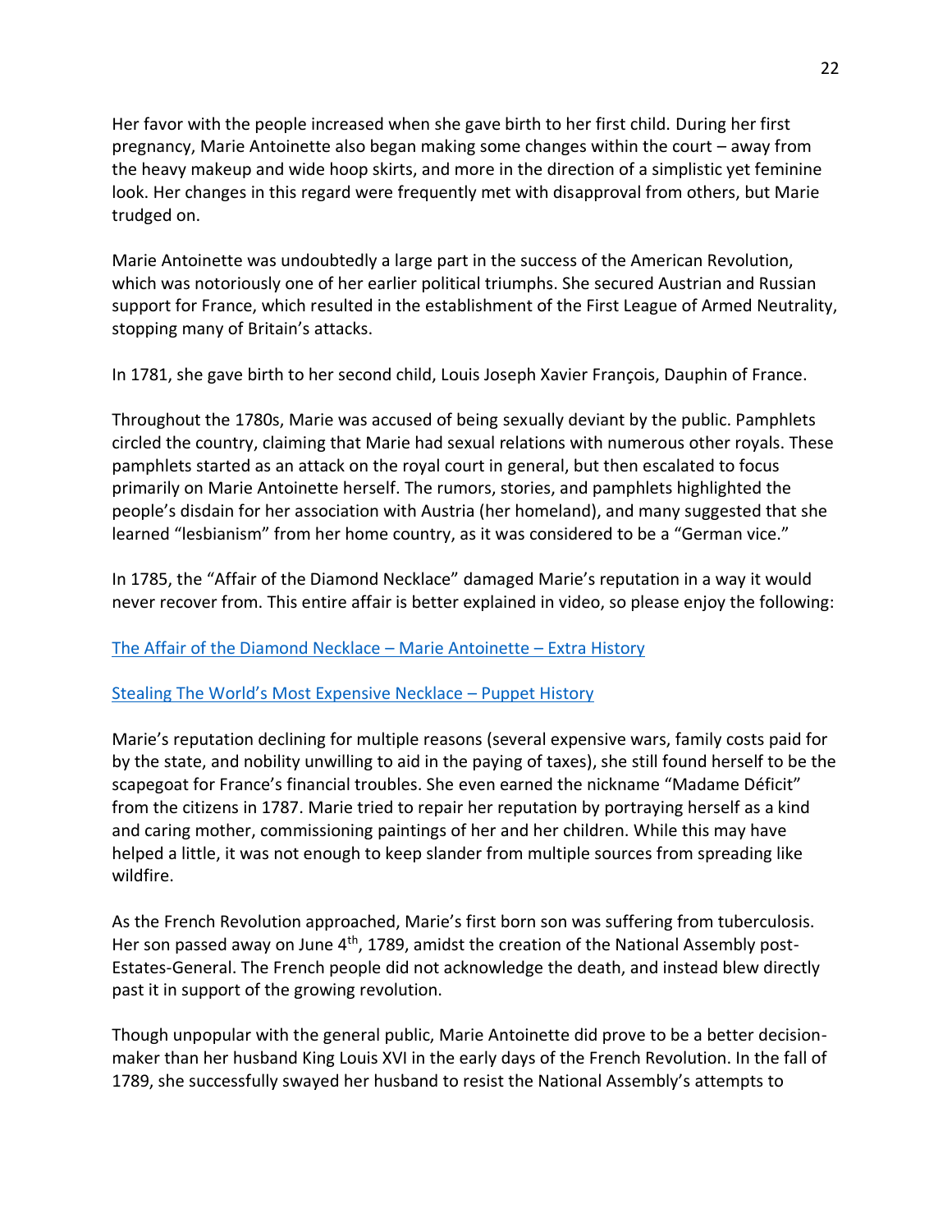Her favor with the people increased when she gave birth to her first child. During her first pregnancy, Marie Antoinette also began making some changes within the court – away from the heavy makeup and wide hoop skirts, and more in the direction of a simplistic yet feminine look. Her changes in this regard were frequently met with disapproval from others, but Marie trudged on.

Marie Antoinette was undoubtedly a large part in the success of the American Revolution, which was notoriously one of her earlier political triumphs. She secured Austrian and Russian support for France, which resulted in the establishment of the First League of Armed Neutrality, stopping many of Britain's attacks.

In 1781, she gave birth to her second child, Louis Joseph Xavier François, Dauphin of France.

Throughout the 1780s, Marie was accused of being sexually deviant by the public. Pamphlets circled the country, claiming that Marie had sexual relations with numerous other royals. These pamphlets started as an attack on the royal court in general, but then escalated to focus primarily on Marie Antoinette herself. The rumors, stories, and pamphlets highlighted the people's disdain for her association with Austria (her homeland), and many suggested that she learned "lesbianism" from her home country, as it was considered to be a "German vice."

In 1785, the "Affair of the Diamond Necklace" damaged Marie's reputation in a way it would never recover from. This entire affair is better explained in video, so please enjoy the following:

The Affair of the Diamond Necklace – Marie Antoinette – Extra History

Stealing The World's Most Expensive Necklace – Puppet History

Marie's reputation declining for multiple reasons (several expensive wars, family costs paid for by the state, and nobility unwilling to aid in the paying of taxes), she still found herself to be the scapegoat for France's financial troubles. She even earned the nickname "Madame Déficit" from the citizens in 1787. Marie tried to repair her reputation by portraying herself as a kind and caring mother, commissioning paintings of her and her children. While this may have helped a little, it was not enough to keep slander from multiple sources from spreading like wildfire.

As the French Revolution approached, Marie's first born son was suffering from tuberculosis. Her son passed away on June 4th, 1789, amidst the creation of the National Assembly post-Estates-General. The French people did not acknowledge the death, and instead blew directly past it in support of the growing revolution.

Though unpopular with the general public, Marie Antoinette did prove to be a better decision-maker than her husband King Louis XVI in the early days of the French Revolution. In the fall of 1789, she successfully swayed her husband to resist the National Assembly's attempts to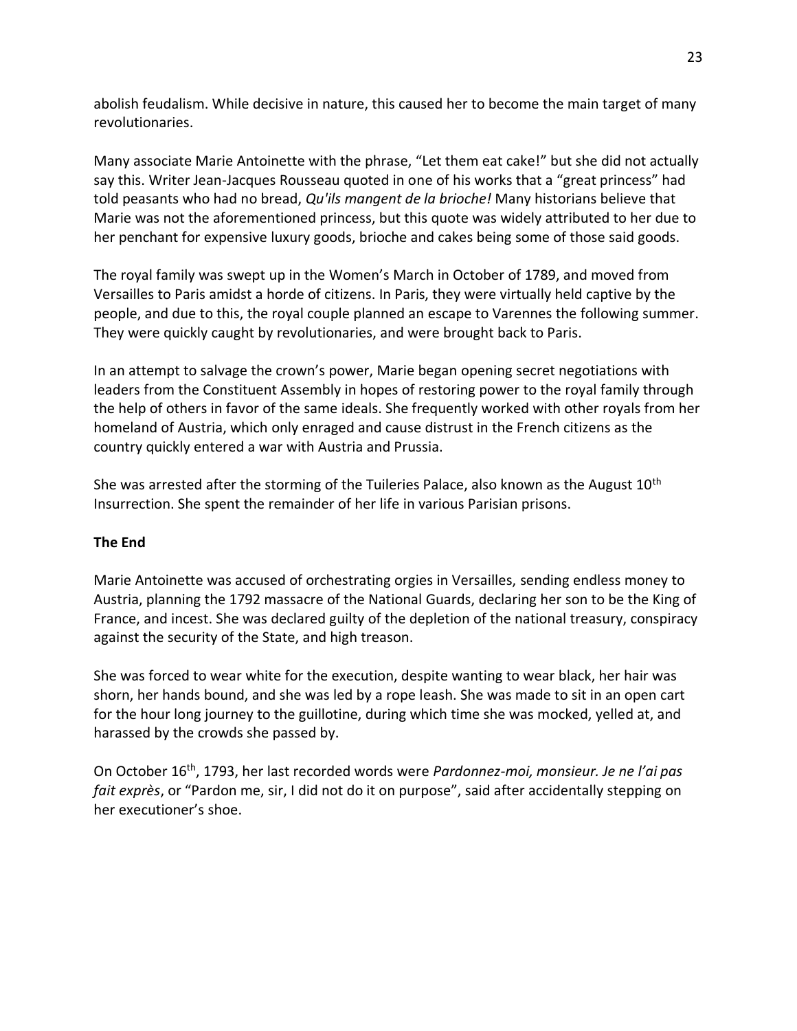abolish feudalism. While decisive in nature, this caused her to become the main target of many revolutionaries.

Many associate Marie Antoinette with the phrase, "Let them eat cake!" but she did not actually say this. Writer Jean-Jacques Rousseau quoted in one of his works that a "great princess" had told peasants who had no bread, *Qu'ils mangent de la brioche!* Many historians believe that Marie was not the aforementioned princess, but this quote was widely attributed to her due to her penchant for expensive luxury goods, brioche and cakes being some of those said goods.

The royal family was swept up in the Women's March in October of 1789, and moved from Versailles to Paris amidst a horde of citizens. In Paris, they were virtually held captive by the people, and due to this, the royal couple planned an escape to Varennes the following summer. They were quickly caught by revolutionaries, and were brought back to Paris.

In an attempt to salvage the crown's power, Marie began opening secret negotiations with leaders from the Constituent Assembly in hopes of restoring power to the royal family through the help of others in favor of the same ideals. She frequently worked with other royals from her homeland of Austria, which only enraged and cause distrust in the French citizens as the country quickly entered a war with Austria and Prussia.

She was arrested after the storming of the Tuileries Palace, also known as the August 10th Insurrection. She spent the remainder of her life in various Parisian prisons.

**The End**

Marie Antoinette was accused of orchestrating orgies in Versailles, sending endless money to Austria, planning the 1792 massacre of the National Guards, declaring her son to be the King of France, and incest. She was declared guilty of the depletion of the national treasury, conspiracy against the security of the State, and high treason.

She was forced to wear white for the execution, despite wanting to wear black, her hair was shorn, her hands bound, and she was led by a rope leash. She was made to sit in an open cart for the hour long journey to the guillotine, during which time she was mocked, yelled at, and harassed by the crowds she passed by.

On October 16th, 1793, her last recorded words were *Pardonnez-moi, monsieur. Je ne l'ai pas fait exprès*, or "Pardon me, sir, I did not do it on purpose", said after accidentally stepping on her executioner's shoe.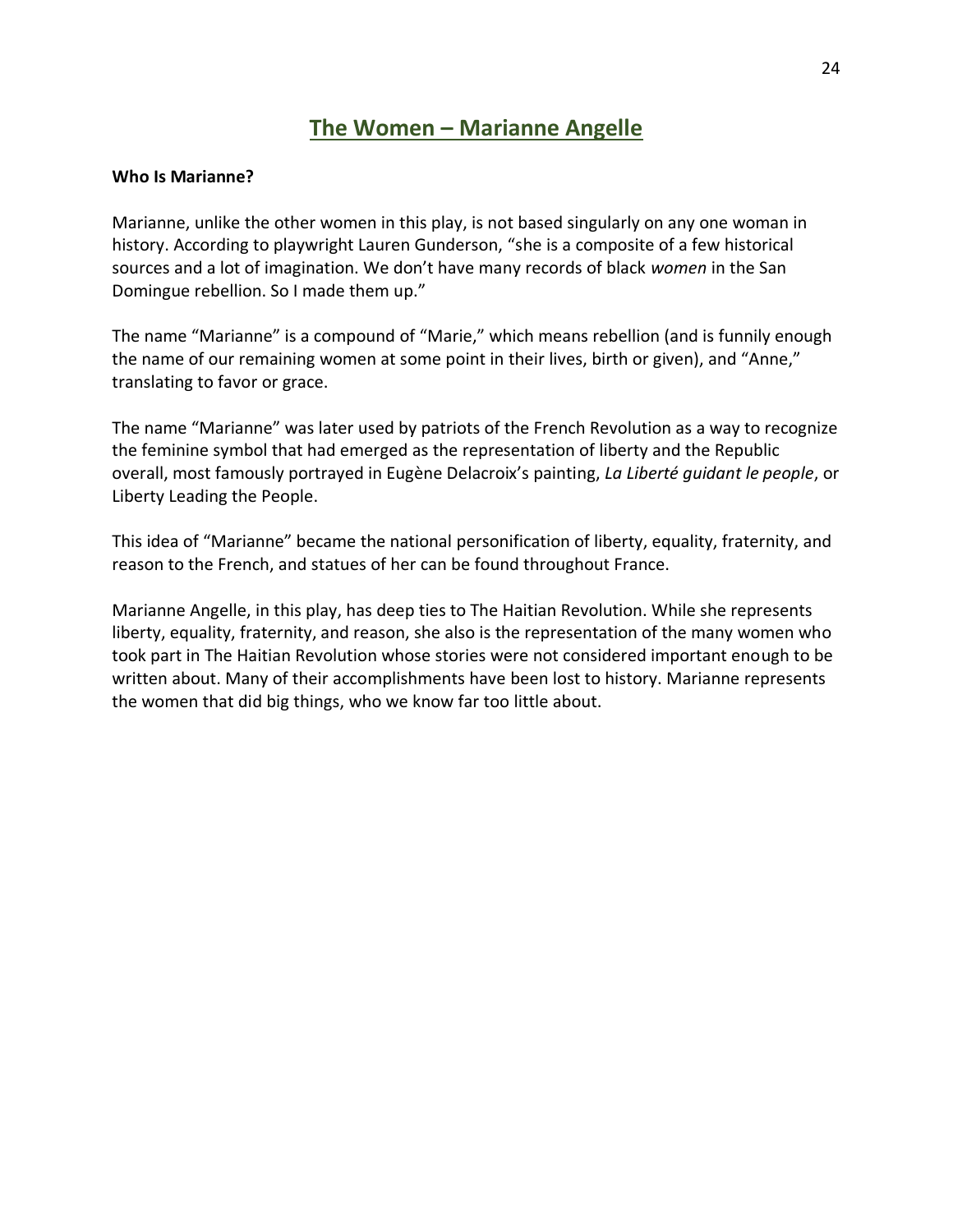# The Women – Marianne Angelle

**Who Is Marianne?**

Marianne, unlike the other women in this play, is not based singularly on any one woman in history. According to playwright Lauren Gunderson, "she is a composite of a few historical sources and a lot of imagination. We don't have many records of black *women* in the San Domingue rebellion. So I made them up."

The name "Marianne" is a compound of "Marie," which means rebellion (and is funnily enough the name of our remaining women at some point in their lives, birth or given), and "Anne," translating to favor or grace.

The name "Marianne" was later used by patriots of the French Revolution as a way to recognize the feminine symbol that had emerged as the representation of liberty and the Republic overall, most famously portrayed in Eugène Delacroix's painting, *La Liberté guidant le people*, or Liberty Leading the People.

This idea of "Marianne" became the national personification of liberty, equality, fraternity, and reason to the French, and statues of her can be found throughout France.

Marianne Angelle, in this play, has deep ties to The Haitian Revolution. While she represents liberty, equality, fraternity, and reason, she also is the representation of the many women who took part in The Haitian Revolution whose stories were not considered important enough to be written about. Many of their accomplishments have been lost to history. Marianne represents the women that did big things, who we know far too little about.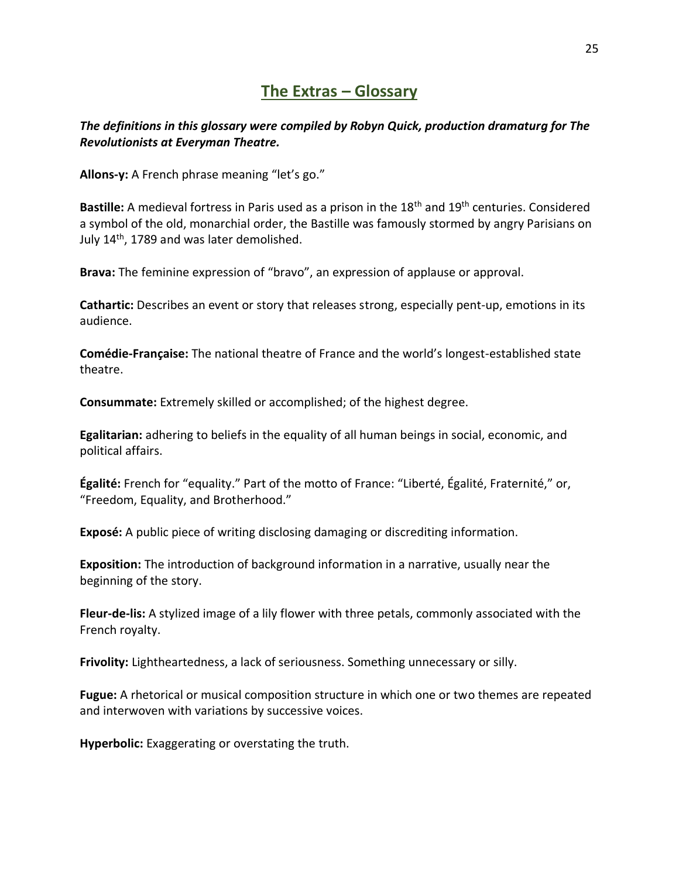## The Extras – Glossary

***The definitions in this glossary were compiled by Robyn Quick, production dramaturg for The Revolutionists at Everyman Theatre.***

**Allons-y:** A French phrase meaning "let's go."

**Bastille:** A medieval fortress in Paris used as a prison in the 18th and 19th centuries. Considered a symbol of the old, monarchial order, the Bastille was famously stormed by angry Parisians on July 14th, 1789 and was later demolished.

**Brava:** The feminine expression of "bravo", an expression of applause or approval.

**Cathartic:** Describes an event or story that releases strong, especially pent-up, emotions in its audience.

**Comédie-Française:** The national theatre of France and the world's longest-established state theatre.

**Consummate:** Extremely skilled or accomplished; of the highest degree.

**Egalitarian:** adhering to beliefs in the equality of all human beings in social, economic, and political affairs.

**Égalité:** French for "equality." Part of the motto of France: "Liberté, Égalité, Fraternité," or, "Freedom, Equality, and Brotherhood."

**Exposé:** A public piece of writing disclosing damaging or discrediting information.

**Exposition:** The introduction of background information in a narrative, usually near the beginning of the story.

**Fleur-de-lis:** A stylized image of a lily flower with three petals, commonly associated with the French royalty.

**Frivolity:** Lightheartedness, a lack of seriousness. Something unnecessary or silly.

**Fugue:** A rhetorical or musical composition structure in which one or two themes are repeated and interwoven with variations by successive voices.

**Hyperbolic:** Exaggerating or overstating the truth.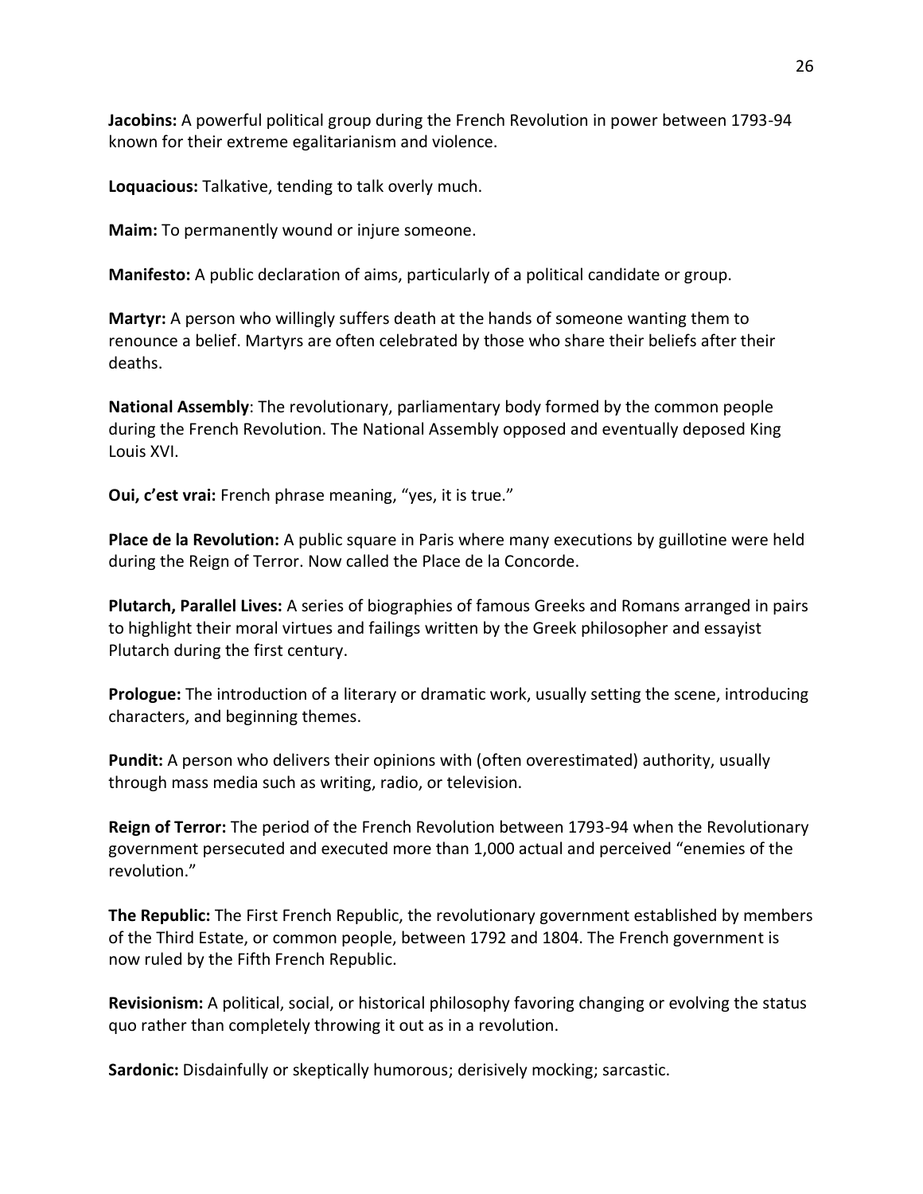**Jacobins:** A powerful political group during the French Revolution in power between 1793-94 known for their extreme egalitarianism and violence.

**Loquacious:** Talkative, tending to talk overly much.

**Maim:** To permanently wound or injure someone.

**Manifesto:** A public declaration of aims, particularly of a political candidate or group.

**Martyr:** A person who willingly suffers death at the hands of someone wanting them to renounce a belief. Martyrs are often celebrated by those who share their beliefs after their deaths.

**National Assembly**: The revolutionary, parliamentary body formed by the common people during the French Revolution. The National Assembly opposed and eventually deposed King Louis XVI.

**Oui, c'est vrai:** French phrase meaning, "yes, it is true."

**Place de la Revolution:** A public square in Paris where many executions by guillotine were held during the Reign of Terror. Now called the Place de la Concorde.

**Plutarch, Parallel Lives:** A series of biographies of famous Greeks and Romans arranged in pairs to highlight their moral virtues and failings written by the Greek philosopher and essayist Plutarch during the first century.

**Prologue:** The introduction of a literary or dramatic work, usually setting the scene, introducing characters, and beginning themes.

**Pundit:** A person who delivers their opinions with (often overestimated) authority, usually through mass media such as writing, radio, or television.

**Reign of Terror:** The period of the French Revolution between 1793-94 when the Revolutionary government persecuted and executed more than 1,000 actual and perceived "enemies of the revolution."

**The Republic:** The First French Republic, the revolutionary government established by members of the Third Estate, or common people, between 1792 and 1804. The French government is now ruled by the Fifth French Republic.

**Revisionism:** A political, social, or historical philosophy favoring changing or evolving the status quo rather than completely throwing it out as in a revolution.

**Sardonic:** Disdainfully or skeptically humorous; derisively mocking; sarcastic.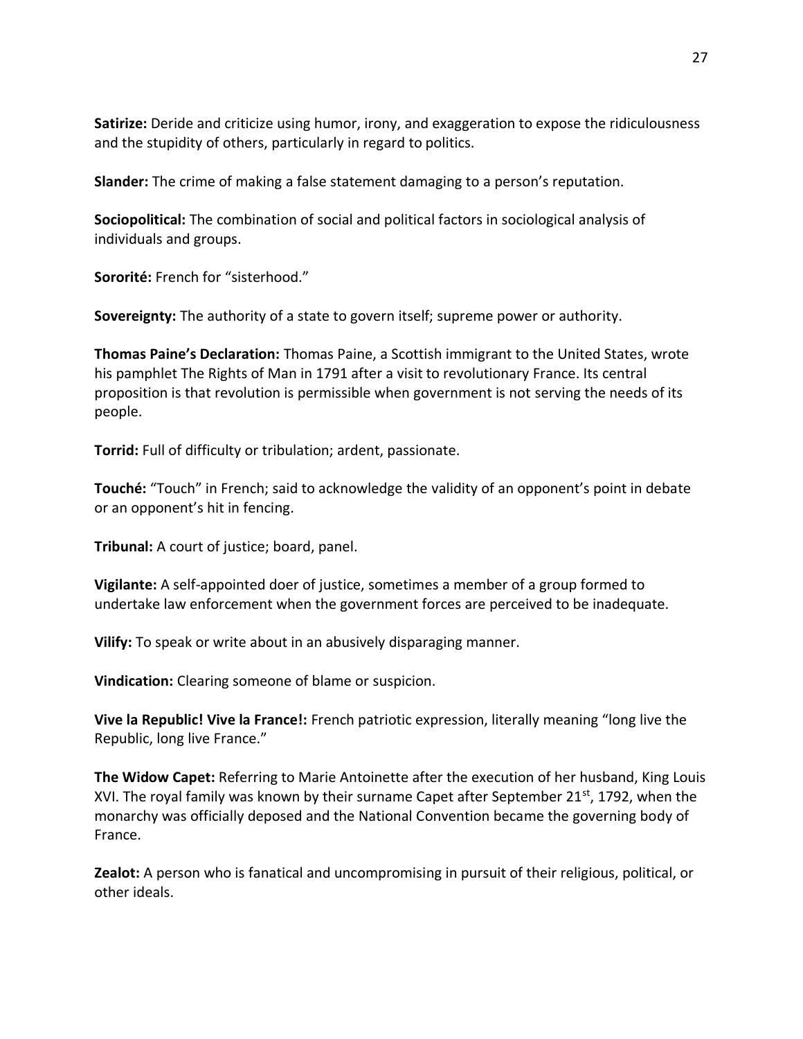**Satirize:** Deride and criticize using humor, irony, and exaggeration to expose the ridiculousness and the stupidity of others, particularly in regard to politics.

**Slander:** The crime of making a false statement damaging to a person's reputation.

**Sociopolitical:** The combination of social and political factors in sociological analysis of individuals and groups.

**Sororité:** French for "sisterhood."

**Sovereignty:** The authority of a state to govern itself; supreme power or authority.

**Thomas Paine's Declaration:** Thomas Paine, a Scottish immigrant to the United States, wrote his pamphlet The Rights of Man in 1791 after a visit to revolutionary France. Its central proposition is that revolution is permissible when government is not serving the needs of its people.

**Torrid:** Full of difficulty or tribulation; ardent, passionate.

**Touché:** "Touch" in French; said to acknowledge the validity of an opponent's point in debate or an opponent's hit in fencing.

**Tribunal:** A court of justice; board, panel.

**Vigilante:** A self-appointed doer of justice, sometimes a member of a group formed to undertake law enforcement when the government forces are perceived to be inadequate.

**Vilify:** To speak or write about in an abusively disparaging manner.

**Vindication:** Clearing someone of blame or suspicion.

**Vive la Republic! Vive la France!:** French patriotic expression, literally meaning "long live the Republic, long live France."

**The Widow Capet:** Referring to Marie Antoinette after the execution of her husband, King Louis XVI. The royal family was known by their surname Capet after September 21st, 1792, when the monarchy was officially deposed and the National Convention became the governing body of France.

**Zealot:** A person who is fanatical and uncompromising in pursuit of their religious, political, or other ideals.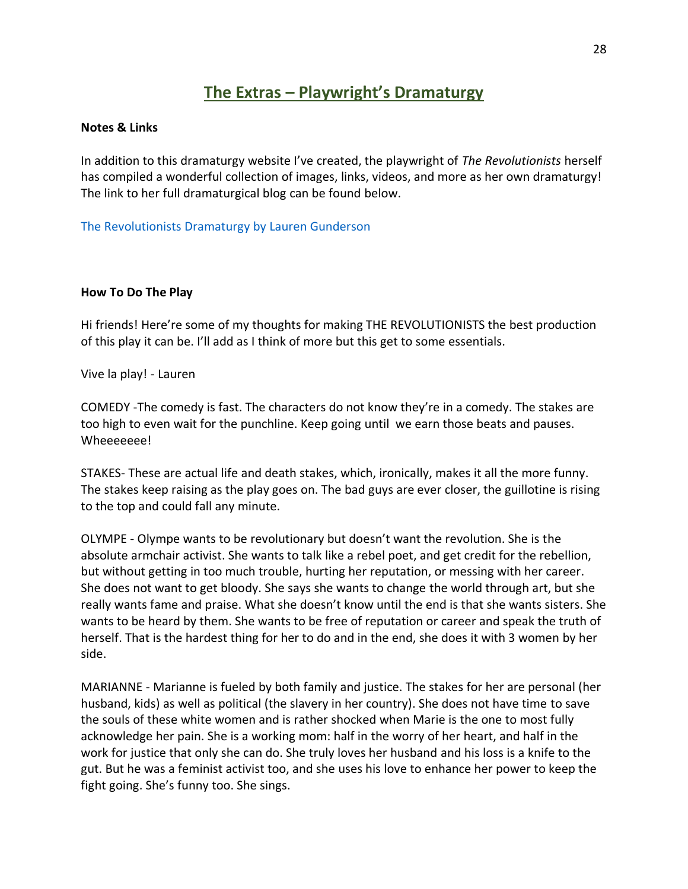# The Extras – Playwright's Dramaturgy

**Notes & Links**

In addition to this dramaturgy website I've created, the playwright of *The Revolutionists* herself has compiled a wonderful collection of images, links, videos, and more as her own dramaturgy! The link to her full dramaturgical blog can be found below.

The Revolutionists Dramaturgy by Lauren Gunderson

**How To Do The Play**

Hi friends! Here're some of my thoughts for making THE REVOLUTIONISTS the best production of this play it can be. I'll add as I think of more but this get to some essentials.

Vive la play! - Lauren

COMEDY -The comedy is fast. The characters do not know they're in a comedy. The stakes are too high to even wait for the punchline. Keep going until we earn those beats and pauses. Wheeeeeee!

STAKES- These are actual life and death stakes, which, ironically, makes it all the more funny. The stakes keep raising as the play goes on. The bad guys are ever closer, the guillotine is rising to the top and could fall any minute.

OLYMPE - Olympe wants to be revolutionary but doesn't want the revolution. She is the absolute armchair activist. She wants to talk like a rebel poet, and get credit for the rebellion, but without getting in too much trouble, hurting her reputation, or messing with her career. She does not want to get bloody. She says she wants to change the world through art, but she really wants fame and praise. What she doesn't know until the end is that she wants sisters. She wants to be heard by them. She wants to be free of reputation or career and speak the truth of herself. That is the hardest thing for her to do and in the end, she does it with 3 women by her side.

MARIANNE - Marianne is fueled by both family and justice. The stakes for her are personal (her husband, kids) as well as political (the slavery in her country). She does not have time to save the souls of these white women and is rather shocked when Marie is the one to most fully acknowledge her pain. She is a working mom: half in the worry of her heart, and half in the work for justice that only she can do. She truly loves her husband and his loss is a knife to the gut. But he was a feminist activist too, and she uses his love to enhance her power to keep the fight going. She's funny too. She sings.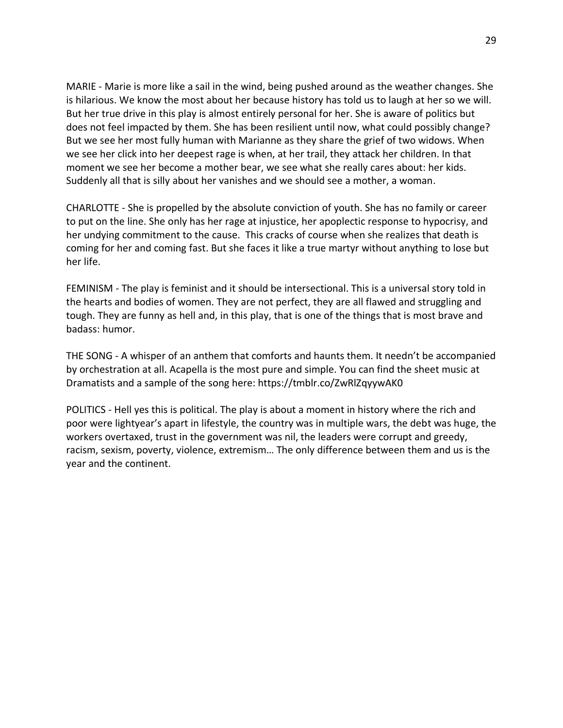MARIE - Marie is more like a sail in the wind, being pushed around as the weather changes. She is hilarious. We know the most about her because history has told us to laugh at her so we will. But her true drive in this play is almost entirely personal for her. She is aware of politics but does not feel impacted by them. She has been resilient until now, what could possibly change? But we see her most fully human with Marianne as they share the grief of two widows. When we see her click into her deepest rage is when, at her trail, they attack her children. In that moment we see her become a mother bear, we see what she really cares about: her kids. Suddenly all that is silly about her vanishes and we should see a mother, a woman.

CHARLOTTE - She is propelled by the absolute conviction of youth. She has no family or career to put on the line. She only has her rage at injustice, her apoplectic response to hypocrisy, and her undying commitment to the cause.  This cracks of course when she realizes that death is coming for her and coming fast. But she faces it like a true martyr without anything to lose but her life.

FEMINISM - The play is feminist and it should be intersectional. This is a universal story told in the hearts and bodies of women. They are not perfect, they are all flawed and struggling and tough. They are funny as hell and, in this play, that is one of the things that is most brave and badass: humor.

THE SONG - A whisper of an anthem that comforts and haunts them. It needn't be accompanied by orchestration at all. Acapella is the most pure and simple. You can find the sheet music at Dramatists and a sample of the song here: https://tmblr.co/ZwRlZqyywAK0

POLITICS - Hell yes this is political. The play is about a moment in history where the rich and poor were lightyear's apart in lifestyle, the country was in multiple wars, the debt was huge, the workers overtaxed, trust in the government was nil, the leaders were corrupt and greedy, racism, sexism, poverty, violence, extremism… The only difference between them and us is the year and the continent.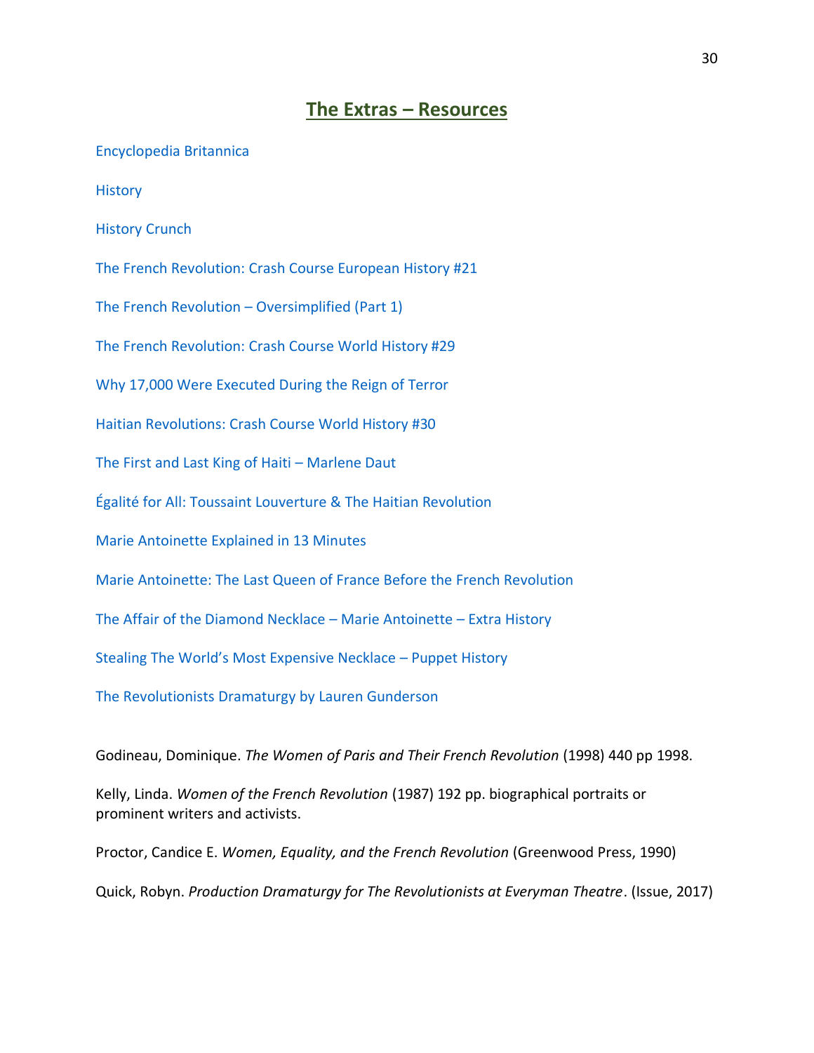## The Extras – Resources

Encyclopedia Britannica

History

History Crunch

The French Revolution: Crash Course European History #21

The French Revolution – Oversimplified (Part 1)

The French Revolution: Crash Course World History #29

Why 17,000 Were Executed During the Reign of Terror

Haitian Revolutions: Crash Course World History #30

The First and Last King of Haiti – Marlene Daut

Égalité for All: Toussaint Louverture & The Haitian Revolution

Marie Antoinette Explained in 13 Minutes

Marie Antoinette: The Last Queen of France Before the French Revolution

The Affair of the Diamond Necklace – Marie Antoinette – Extra History

Stealing The World's Most Expensive Necklace – Puppet History

The Revolutionists Dramaturgy by Lauren Gunderson

Godineau, Dominique. *The Women of Paris and Their French Revolution* (1998) 440 pp 1998.

Kelly, Linda. *Women of the French Revolution* (1987) 192 pp. biographical portraits or prominent writers and activists.

Proctor, Candice E. *Women, Equality, and the French Revolution* (Greenwood Press, 1990)

Quick, Robyn. *Production Dramaturgy for The Revolutionists at Everyman Theatre*. (Issue, 2017)